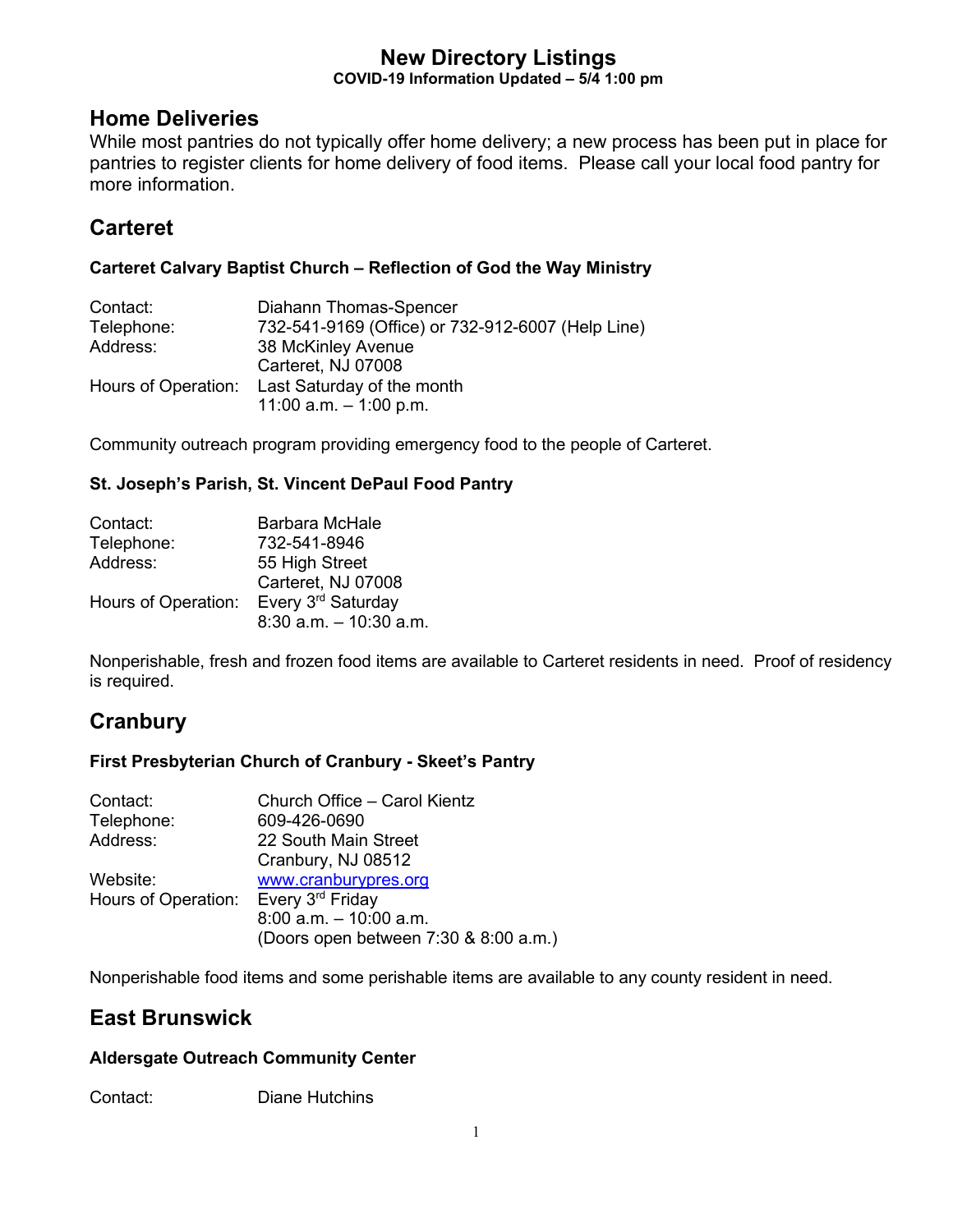# New Directory Listings

**COVID-19 Information Updated – 5/4 1:00 pm**

## Home Deliveries

While most pantries do not typically offer home delivery; a new process has been put in place for pantries to register clients for home delivery of food items. Please call your local food pantry for more information.

## Carteret

### Carteret Calvary Baptist Church – Reflection of God the Way Ministry

Contact: Diahann Thomas-Spencer
Telephone: 732-541-9169 (Office) or 732-912-6007 (Help Line)
Address: 38 McKinley Avenue
Carteret, NJ 07008
Hours of Operation: Last Saturday of the month
11:00 a.m. – 1:00 p.m.

Community outreach program providing emergency food to the people of Carteret.

### St. Joseph's Parish, St. Vincent DePaul Food Pantry

Contact: Barbara McHale
Telephone: 732-541-8946
Address: 55 High Street
Carteret, NJ 07008
Hours of Operation: Every 3rd Saturday
8:30 a.m. – 10:30 a.m.

Nonperishable, fresh and frozen food items are available to Carteret residents in need. Proof of residency is required.

## Cranbury

### First Presbyterian Church of Cranbury - Skeet's Pantry

Contact: Church Office – Carol Kientz
Telephone: 609-426-0690
Address: 22 South Main Street
Cranbury, NJ 08512
Website: www.cranburypres.org
Hours of Operation: Every 3rd Friday
8:00 a.m. – 10:00 a.m.
(Doors open between 7:30 & 8:00 a.m.)

Nonperishable food items and some perishable items are available to any county resident in need.

## East Brunswick

### Aldersgate Outreach Community Center

Contact: Diane Hutchins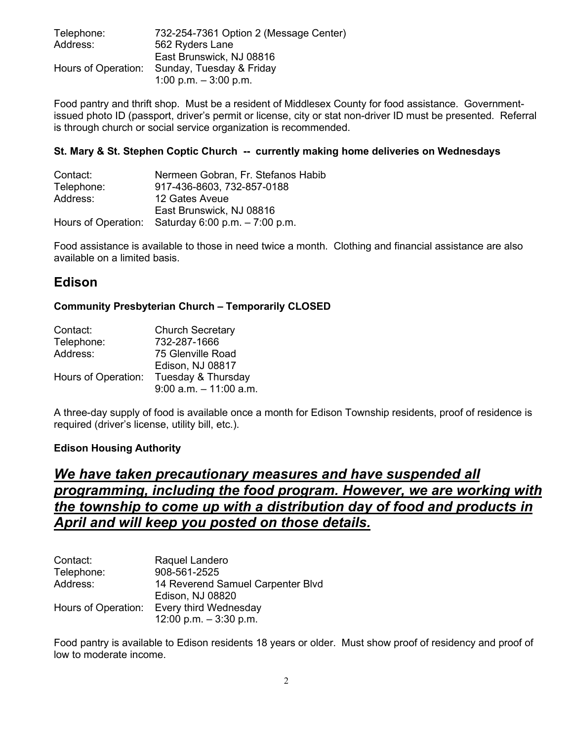Telephone: 732-254-7361 Option 2 (Message Center)
Address: 562 Ryders Lane
East Brunswick, NJ 08816
Hours of Operation: Sunday, Tuesday & Friday
1:00 p.m. – 3:00 p.m.

Food pantry and thrift shop. Must be a resident of Middlesex County for food assistance. Government-issued photo ID (passport, driver's permit or license, city or stat non-driver ID must be presented. Referral is through church or social service organization is recommended.

**St. Mary & St. Stephen Coptic Church -- currently making home deliveries on Wednesdays**

Contact: Nermeen Gobran, Fr. Stefanos Habib
Telephone: 917-436-8603, 732-857-0188
Address: 12 Gates Aveue
East Brunswick, NJ 08816
Hours of Operation: Saturday 6:00 p.m. – 7:00 p.m.

Food assistance is available to those in need twice a month. Clothing and financial assistance are also available on a limited basis.

## Edison

**Community Presbyterian Church – Temporarily CLOSED**

Contact: Church Secretary
Telephone: 732-287-1666
Address: 75 Glenville Road
Edison, NJ 08817
Hours of Operation: Tuesday & Thursday
9:00 a.m. – 11:00 a.m.

A three-day supply of food is available once a month for Edison Township residents, proof of residence is required (driver's license, utility bill, etc.).

**Edison Housing Authority**

***<u>We have taken precautionary measures and have suspended all programming, including the food program. However, we are working with the township to come up with a distribution day of food and products in April and will keep you posted on those details.</u>***

Contact: Raquel Landero
Telephone: 908-561-2525
Address: 14 Reverend Samuel Carpenter Blvd
Edison, NJ 08820
Hours of Operation: Every third Wednesday
12:00 p.m. – 3:30 p.m.

Food pantry is available to Edison residents 18 years or older. Must show proof of residency and proof of low to moderate income.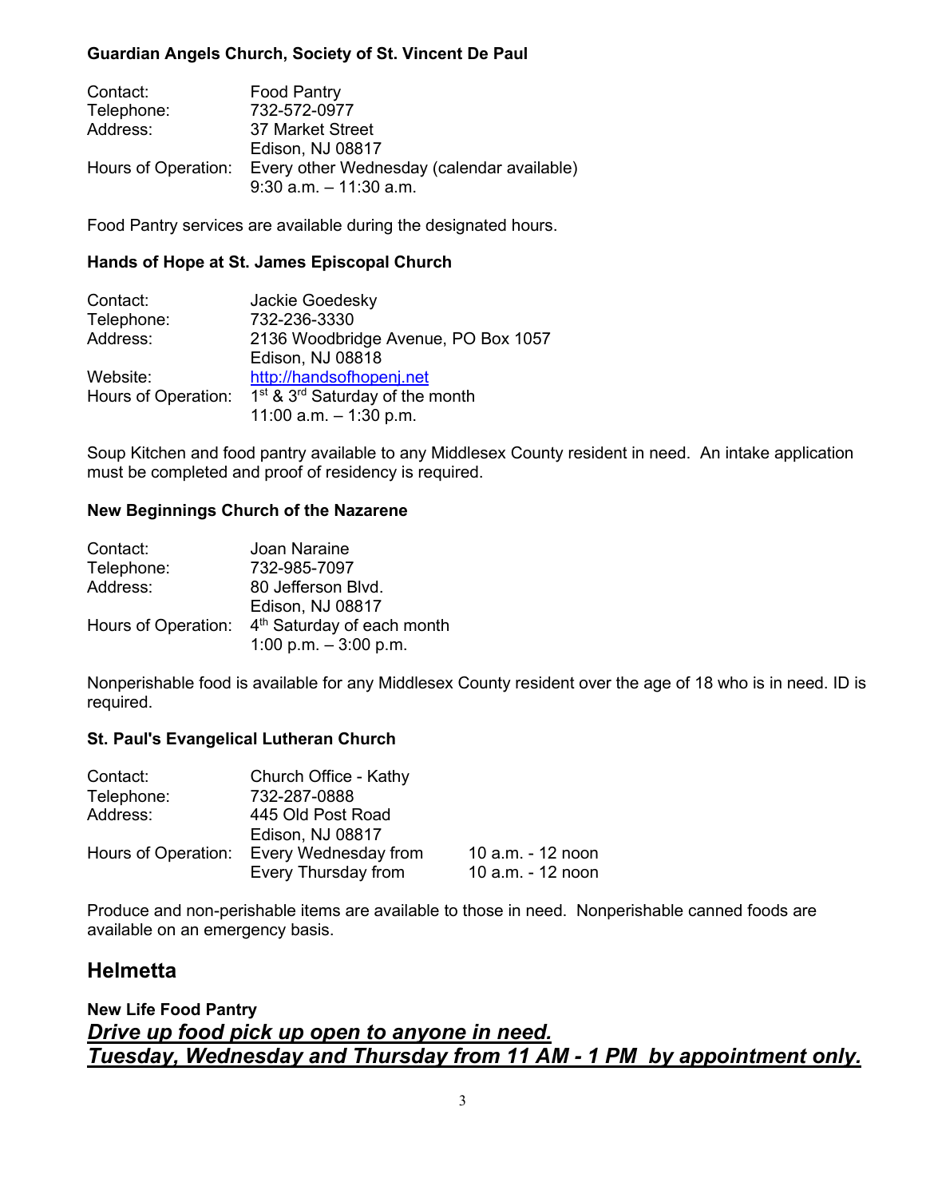**Guardian Angels Church, Society of St. Vincent De Paul**

Contact: Food Pantry
Telephone: 732-572-0977
Address: 37 Market Street
Edison, NJ 08817
Hours of Operation: Every other Wednesday (calendar available)
9:30 a.m. – 11:30 a.m.

Food Pantry services are available during the designated hours.

**Hands of Hope at St. James Episcopal Church**

Contact: Jackie Goedesky
Telephone: 732-236-3330
Address: 2136 Woodbridge Avenue, PO Box 1057
Edison, NJ 08818
Website: [http://handsofhopenj.net](http://handsofhopenj.net)
Hours of Operation: 1st & 3rd Saturday of the month
11:00 a.m. – 1:30 p.m.

Soup Kitchen and food pantry available to any Middlesex County resident in need. An intake application must be completed and proof of residency is required.

**New Beginnings Church of the Nazarene**

Contact: Joan Naraine
Telephone: 732-985-7097
Address: 80 Jefferson Blvd.
Edison, NJ 08817
Hours of Operation: 4th Saturday of each month
1:00 p.m. – 3:00 p.m.

Nonperishable food is available for any Middlesex County resident over the age of 18 who is in need. ID is required.

**St. Paul's Evangelical Lutheran Church**

Contact: Church Office - Kathy
Telephone: 732-287-0888
Address: 445 Old Post Road
Edison, NJ 08817
Hours of Operation: Every Wednesday from 10 a.m. - 12 noon
Every Thursday from 10 a.m. - 12 noon

Produce and non-perishable items are available to those in need. Nonperishable canned foods are available on an emergency basis.

## Helmetta

**New Life Food Pantry**

***Drive up food pick up open to anyone in need.***
***Tuesday, Wednesday and Thursday from 11 AM - 1 PM by appointment only.***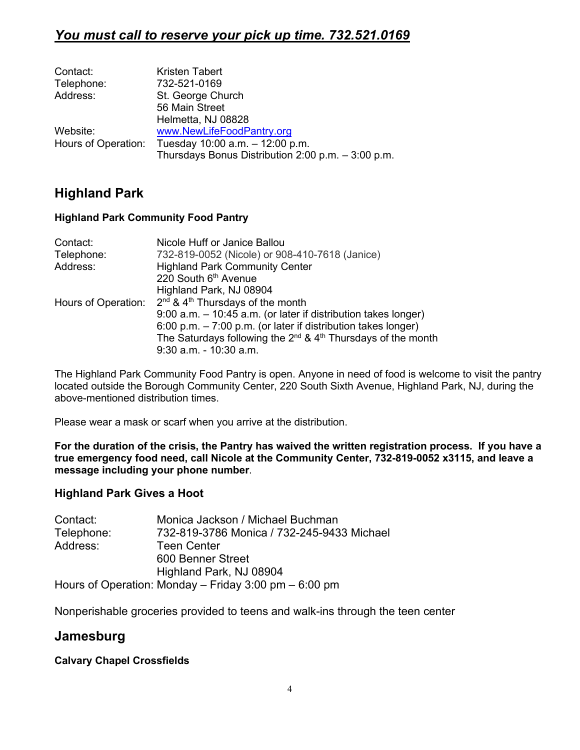***You must call to reserve your pick up time. 732.521.0169***

Contact: Kristen Tabert
Telephone: 732-521-0169
Address: St. George Church
56 Main Street
Helmetta, NJ 08828
Website: www.NewLifeFoodPantry.org
Hours of Operation: Tuesday 10:00 a.m. – 12:00 p.m.
Thursdays Bonus Distribution 2:00 p.m. – 3:00 p.m.

## Highland Park

### Highland Park Community Food Pantry

Contact: Nicole Huff or Janice Ballou
Telephone: 732-819-0052 (Nicole) or 908-410-7618 (Janice)
Address: Highland Park Community Center
220 South 6th Avenue
Highland Park, NJ 08904
Hours of Operation: 2nd & 4th Thursdays of the month
9:00 a.m. – 10:45 a.m. (or later if distribution takes longer)
6:00 p.m. – 7:00 p.m. (or later if distribution takes longer)
The Saturdays following the 2nd & 4th Thursdays of the month
9:30 a.m. - 10:30 a.m.

The Highland Park Community Food Pantry is open. Anyone in need of food is welcome to visit the pantry located outside the Borough Community Center, 220 South Sixth Avenue, Highland Park, NJ, during the above-mentioned distribution times.

Please wear a mask or scarf when you arrive at the distribution.

**For the duration of the crisis, the Pantry has waived the written registration process. If you have a true emergency food need, call Nicole at the Community Center, 732-819-0052 x3115, and leave a message including your phone number**.

### Highland Park Gives a Hoot

Contact: Monica Jackson / Michael Buchman
Telephone: 732-819-3786 Monica / 732-245-9433 Michael
Address: Teen Center
600 Benner Street
Highland Park, NJ 08904
Hours of Operation: Monday – Friday 3:00 pm – 6:00 pm

Nonperishable groceries provided to teens and walk-ins through the teen center

## Jamesburg

### Calvary Chapel Crossfields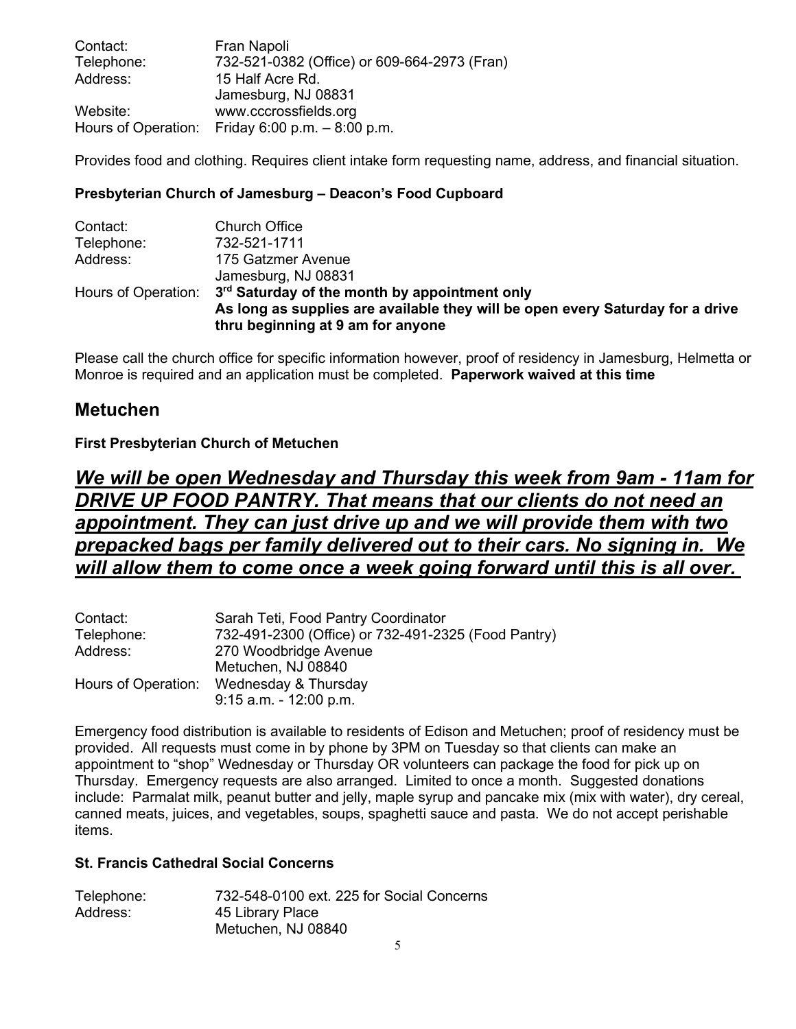| | |
|---|---|
| Contact: | Fran Napoli |
| Telephone: | 732-521-0382 (Office) or 609-664-2973 (Fran) |
| Address: | 15 Half Acre Rd.<br>Jamesburg, NJ 08831 |
| Website: | www.cccrossfields.org |
| Hours of Operation: | Friday 6:00 p.m. – 8:00 p.m. |

Provides food and clothing. Requires client intake form requesting name, address, and financial situation.

**Presbyterian Church of Jamesburg – Deacon's Food Cupboard**

| | |
|---|---|
| Contact: | Church Office |
| Telephone: | 732-521-1711 |
| Address: | 175 Gatzmer Avenue<br>Jamesburg, NJ 08831 |
| Hours of Operation: | **3rd Saturday of the month by appointment only**<br>**As long as supplies are available they will be open every Saturday for a drive thru beginning at 9 am for anyone** |

Please call the church office for specific information however, proof of residency in Jamesburg, Helmetta or Monroe is required and an application must be completed. **Paperwork waived at this time**

## Metuchen

**First Presbyterian Church of Metuchen**

***We will be open Wednesday and Thursday this week from 9am - 11am for DRIVE UP FOOD PANTRY. That means that our clients do not need an appointment. They can just drive up and we will provide them with two prepacked bags per family delivered out to their cars. No signing in. We will allow them to come once a week going forward until this is all over.***

| | |
|---|---|
| Contact: | Sarah Teti, Food Pantry Coordinator |
| Telephone: | 732-491-2300 (Office) or 732-491-2325 (Food Pantry) |
| Address: | 270 Woodbridge Avenue<br>Metuchen, NJ 08840 |
| Hours of Operation: | Wednesday & Thursday<br>9:15 a.m. - 12:00 p.m. |

Emergency food distribution is available to residents of Edison and Metuchen; proof of residency must be provided. All requests must come in by phone by 3PM on Tuesday so that clients can make an appointment to "shop" Wednesday or Thursday OR volunteers can package the food for pick up on Thursday. Emergency requests are also arranged. Limited to once a month. Suggested donations include: Parmalat milk, peanut butter and jelly, maple syrup and pancake mix (mix with water), dry cereal, canned meats, juices, and vegetables, soups, spaghetti sauce and pasta. We do not accept perishable items.

**St. Francis Cathedral Social Concerns**

| | |
|---|---|
| Telephone: | 732-548-0100 ext. 225 for Social Concerns |
| Address: | 45 Library Place<br>Metuchen, NJ 08840 |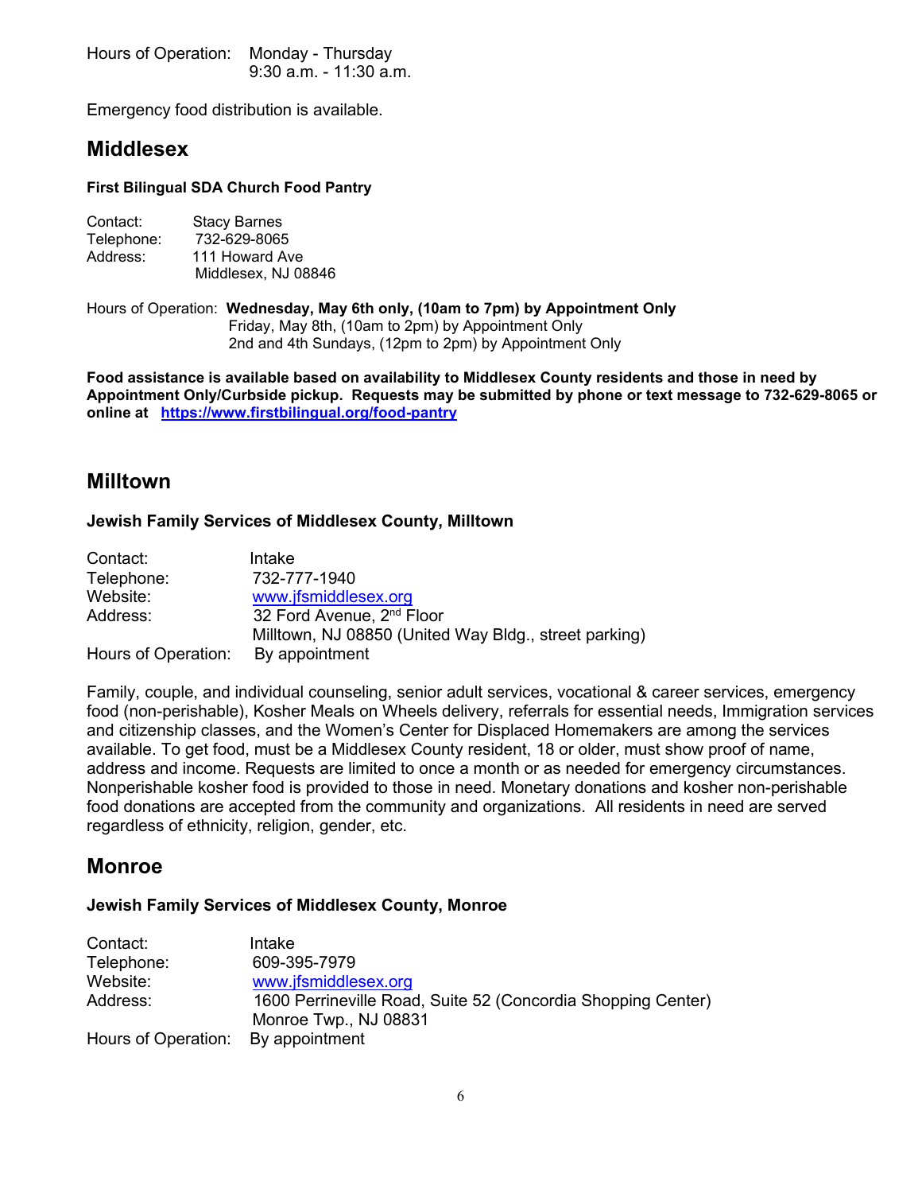Hours of Operation: Monday - Thursday
9:30 a.m. - 11:30 a.m.

Emergency food distribution is available.

## Middlesex

**First Bilingual SDA Church Food Pantry**

Contact: Stacy Barnes
Telephone: 732-629-8065
Address: 111 Howard Ave
Middlesex, NJ 08846

Hours of Operation: **Wednesday, May 6th only, (10am to 7pm) by Appointment Only**
Friday, May 8th, (10am to 2pm) by Appointment Only
2nd and 4th Sundays, (12pm to 2pm) by Appointment Only

**Food assistance is available based on availability to Middlesex County residents and those in need by Appointment Only/Curbside pickup. Requests may be submitted by phone or text message to 732-629-8065 or online at [https://www.firstbilingual.org/food-pantry](https://www.firstbilingual.org/food-pantry)**

## Milltown

**Jewish Family Services of Middlesex County, Milltown**

Contact: Intake
Telephone: 732-777-1940
Website: [www.jfsmiddlesex.org](http://www.jfsmiddlesex.org)
Address: 32 Ford Avenue, 2nd Floor
Milltown, NJ 08850 (United Way Bldg., street parking)
Hours of Operation: By appointment

Family, couple, and individual counseling, senior adult services, vocational & career services, emergency food (non-perishable), Kosher Meals on Wheels delivery, referrals for essential needs, Immigration services and citizenship classes, and the Women's Center for Displaced Homemakers are among the services available. To get food, must be a Middlesex County resident, 18 or older, must show proof of name, address and income. Requests are limited to once a month or as needed for emergency circumstances. Nonperishable kosher food is provided to those in need. Monetary donations and kosher non-perishable food donations are accepted from the community and organizations. All residents in need are served regardless of ethnicity, religion, gender, etc.

## Monroe

**Jewish Family Services of Middlesex County, Monroe**

Contact: Intake
Telephone: 609-395-7979
Website: [www.jfsmiddlesex.org](http://www.jfsmiddlesex.org)
Address: 1600 Perrineville Road, Suite 52 (Concordia Shopping Center)
Monroe Twp., NJ 08831
Hours of Operation: By appointment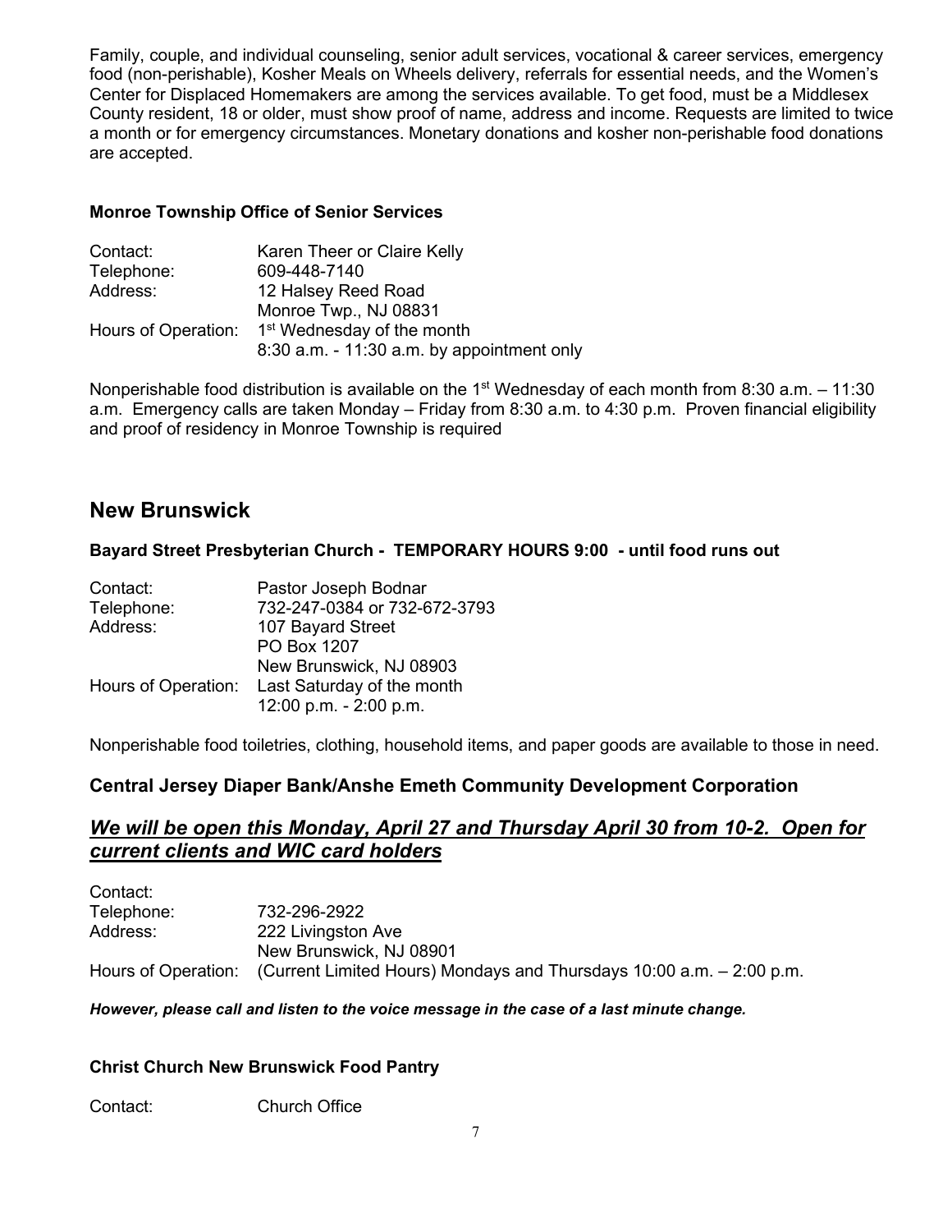Family, couple, and individual counseling, senior adult services, vocational & career services, emergency food (non-perishable), Kosher Meals on Wheels delivery, referrals for essential needs, and the Women's Center for Displaced Homemakers are among the services available. To get food, must be a Middlesex County resident, 18 or older, must show proof of name, address and income. Requests are limited to twice a month or for emergency circumstances. Monetary donations and kosher non-perishable food donations are accepted.

**Monroe Township Office of Senior Services**

| | |
|---|---|
| Contact: | Karen Theer or Claire Kelly |
| Telephone: | 609-448-7140 |
| Address: | 12 Halsey Reed Road<br>Monroe Twp., NJ 08831 |
| Hours of Operation: | 1st Wednesday of the month<br>8:30 a.m. - 11:30 a.m. by appointment only |

Nonperishable food distribution is available on the 1st Wednesday of each month from 8:30 a.m. – 11:30 a.m. Emergency calls are taken Monday – Friday from 8:30 a.m. to 4:30 p.m. Proven financial eligibility and proof of residency in Monroe Township is required

## New Brunswick

**Bayard Street Presbyterian Church - TEMPORARY HOURS 9:00 - until food runs out**

| | |
|---|---|
| Contact: | Pastor Joseph Bodnar |
| Telephone: | 732-247-0384 or 732-672-3793 |
| Address: | 107 Bayard Street<br>PO Box 1207<br>New Brunswick, NJ 08903 |
| Hours of Operation: | Last Saturday of the month<br>12:00 p.m. - 2:00 p.m. |

Nonperishable food toiletries, clothing, household items, and paper goods are available to those in need.

### Central Jersey Diaper Bank/Anshe Emeth Community Development Corporation

### ***We will be open this Monday, April 27 and Thursday April 30 from 10-2. Open for current clients and WIC card holders***

| | |
|---|---|
| Contact: | |
| Telephone: | 732-296-2922 |
| Address: | 222 Livingston Ave<br>New Brunswick, NJ 08901 |
| Hours of Operation: | (Current Limited Hours) Mondays and Thursdays 10:00 a.m. – 2:00 p.m. |

***However, please call and listen to the voice message in the case of a last minute change.***

**Christ Church New Brunswick Food Pantry**

Contact: Church Office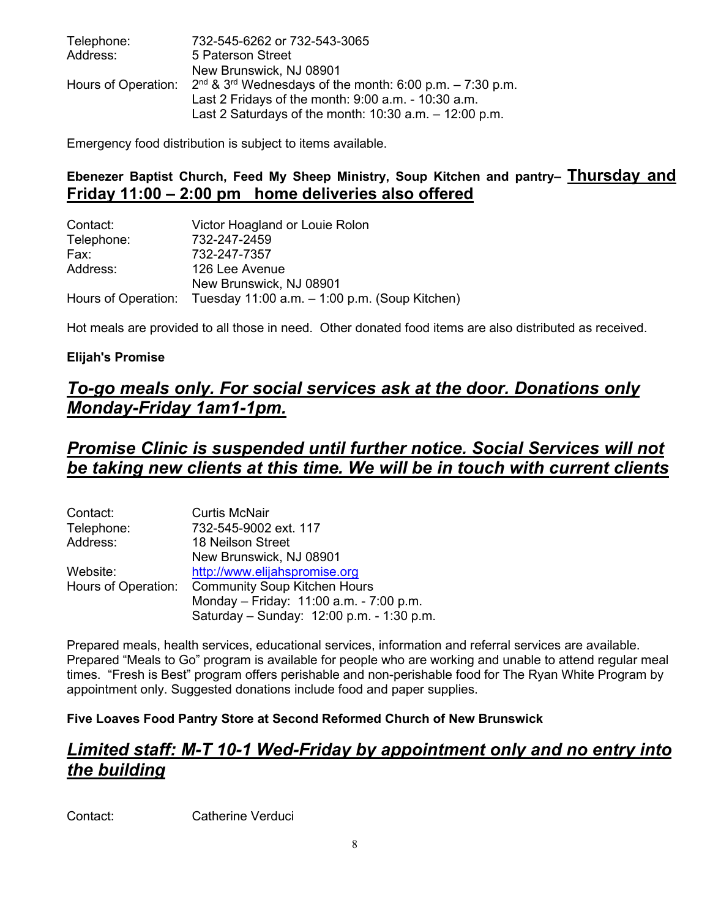Telephone: 732-545-6262 or 732-543-3065
Address: 5 Paterson Street
New Brunswick, NJ 08901
Hours of Operation: 2nd & 3rd Wednesdays of the month: 6:00 p.m. – 7:30 p.m.
Last 2 Fridays of the month: 9:00 a.m. - 10:30 a.m.
Last 2 Saturdays of the month: 10:30 a.m. – 12:00 p.m.

Emergency food distribution is subject to items available.

**Ebenezer Baptist Church, Feed My Sheep Ministry, Soup Kitchen and pantry– Thursday and Friday 11:00 – 2:00 pm home deliveries also offered**

Contact: Victor Hoagland or Louie Rolon
Telephone: 732-247-2459
Fax: 732-247-7357
Address: 126 Lee Avenue
New Brunswick, NJ 08901
Hours of Operation: Tuesday 11:00 a.m. – 1:00 p.m. (Soup Kitchen)

Hot meals are provided to all those in need. Other donated food items are also distributed as received.

**Elijah's Promise**

***To-go meals only. For social services ask at the door. Donations only Monday-Friday 1am1-1pm.***

***Promise Clinic is suspended until further notice. Social Services will not be taking new clients at this time. We will be in touch with current clients***

Contact: Curtis McNair
Telephone: 732-545-9002 ext. 117
Address: 18 Neilson Street
New Brunswick, NJ 08901
Website: http://www.elijahspromise.org
Hours of Operation: Community Soup Kitchen Hours
Monday – Friday: 11:00 a.m. - 7:00 p.m.
Saturday – Sunday: 12:00 p.m. - 1:30 p.m.

Prepared meals, health services, educational services, information and referral services are available. Prepared "Meals to Go" program is available for people who are working and unable to attend regular meal times. "Fresh is Best" program offers perishable and non-perishable food for The Ryan White Program by appointment only. Suggested donations include food and paper supplies.

**Five Loaves Food Pantry Store at Second Reformed Church of New Brunswick**

***Limited staff: M-T 10-1 Wed-Friday by appointment only and no entry into the building***

Contact: Catherine Verduci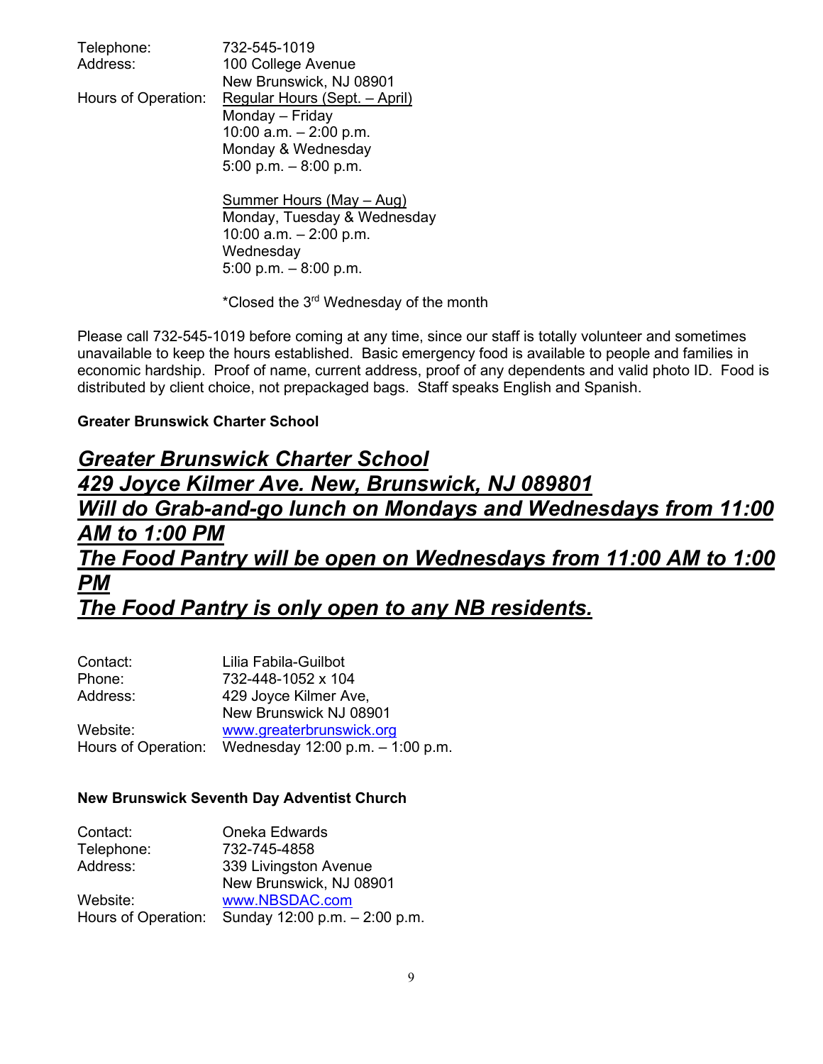Telephone: 732-545-1019
Address: 100 College Avenue
New Brunswick, NJ 08901
Hours of Operation: Regular Hours (Sept. – April)
Monday – Friday
10:00 a.m. – 2:00 p.m.
Monday & Wednesday
5:00 p.m. – 8:00 p.m.

Summer Hours (May – Aug)
Monday, Tuesday & Wednesday
10:00 a.m. – 2:00 p.m.
Wednesday
5:00 p.m. – 8:00 p.m.

*Closed the 3rd Wednesday of the month

Please call 732-545-1019 before coming at any time, since our staff is totally volunteer and sometimes unavailable to keep the hours established. Basic emergency food is available to people and families in economic hardship. Proof of name, current address, proof of any dependents and valid photo ID. Food is distributed by client choice, not prepackaged bags. Staff speaks English and Spanish.

**Greater Brunswick Charter School**

***Greater Brunswick Charter School***
***429 Joyce Kilmer Ave. New, Brunswick, NJ 089801***
***Will do Grab-and-go lunch on Mondays and Wednesdays from 11:00 AM to 1:00 PM***
***The Food Pantry will be open on Wednesdays from 11:00 AM to 1:00 PM***
***The Food Pantry is only open to any NB residents.***

Contact: Lilia Fabila-Guilbot
Phone: 732-448-1052 x 104
Address: 429 Joyce Kilmer Ave,
New Brunswick NJ 08901
Website: www.greaterbrunswick.org
Hours of Operation: Wednesday 12:00 p.m. – 1:00 p.m.

**New Brunswick Seventh Day Adventist Church**

Contact: Oneka Edwards
Telephone: 732-745-4858
Address: 339 Livingston Avenue
New Brunswick, NJ 08901
Website: www.NBSDAC.com
Hours of Operation: Sunday 12:00 p.m. – 2:00 p.m.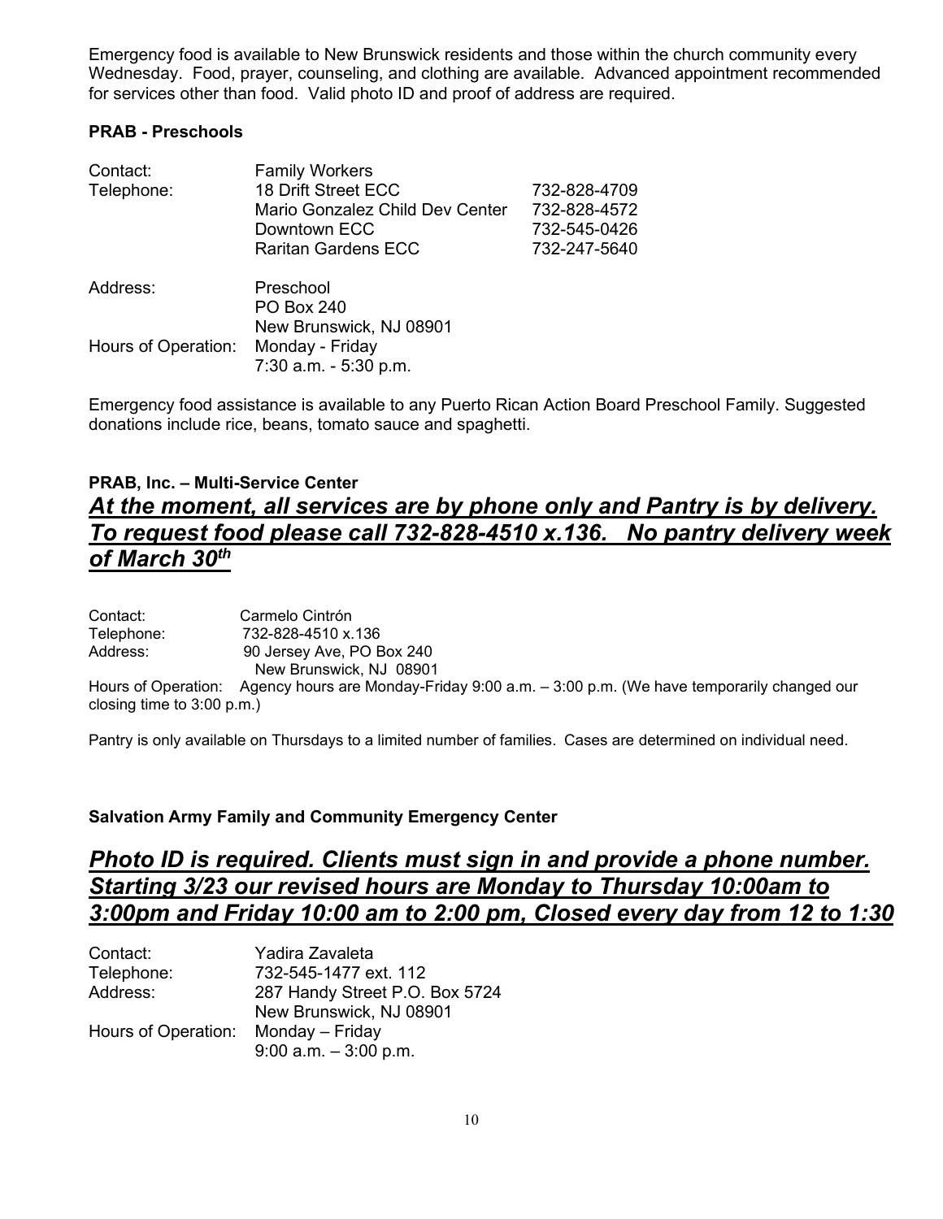Emergency food is available to New Brunswick residents and those within the church community every Wednesday. Food, prayer, counseling, and clothing are available. Advanced appointment recommended for services other than food. Valid photo ID and proof of address are required.

**PRAB - Preschools**

| | | |
|---|---|---|
| Contact: | Family Workers | |
| Telephone: | 18 Drift Street ECC | 732-828-4709 |
| | Mario Gonzalez Child Dev Center | 732-828-4572 |
| | Downtown ECC | 732-545-0426 |
| | Raritan Gardens ECC | 732-247-5640 |
| Address: | Preschool<br>PO Box 240<br>New Brunswick, NJ 08901 | |
| Hours of Operation: | Monday - Friday<br>7:30 a.m. - 5:30 p.m. | |

Emergency food assistance is available to any Puerto Rican Action Board Preschool Family. Suggested donations include rice, beans, tomato sauce and spaghetti.

**PRAB, Inc. – Multi-Service Center**

***At the moment, all services are by phone only and Pantry is by delivery. To request food please call 732-828-4510 x.136. No pantry delivery week of March 30th***

Contact: Carmelo Cintrón
Telephone: 732-828-4510 x.136
Address: 90 Jersey Ave, PO Box 240
New Brunswick, NJ 08901
Hours of Operation: Agency hours are Monday-Friday 9:00 a.m. – 3:00 p.m. (We have temporarily changed our closing time to 3:00 p.m.)

Pantry is only available on Thursdays to a limited number of families. Cases are determined on individual need.

**Salvation Army Family and Community Emergency Center**

***Photo ID is required. Clients must sign in and provide a phone number. Starting 3/23 our revised hours are Monday to Thursday 10:00am to 3:00pm and Friday 10:00 am to 2:00 pm, Closed every day from 12 to 1:30***

Contact: Yadira Zavaleta
Telephone: 732-545-1477 ext. 112
Address: 287 Handy Street P.O. Box 5724
New Brunswick, NJ 08901
Hours of Operation: Monday – Friday
9:00 a.m. – 3:00 p.m.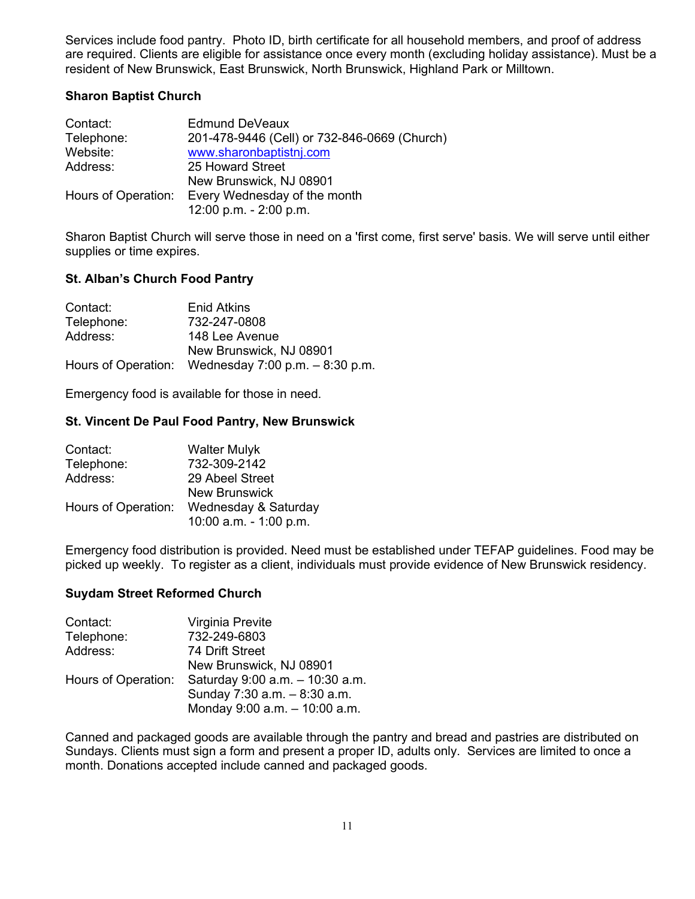Services include food pantry. Photo ID, birth certificate for all household members, and proof of address are required. Clients are eligible for assistance once every month (excluding holiday assistance). Must be a resident of New Brunswick, East Brunswick, North Brunswick, Highland Park or Milltown.

**Sharon Baptist Church**

| | |
|---|---|
| Contact: | Edmund DeVeaux |
| Telephone: | 201-478-9446 (Cell) or 732-846-0669 (Church) |
| Website: | www.sharonbaptistnj.com |
| Address: | 25 Howard Street<br>New Brunswick, NJ 08901 |
| Hours of Operation: | Every Wednesday of the month<br>12:00 p.m. - 2:00 p.m. |

Sharon Baptist Church will serve those in need on a 'first come, first serve' basis. We will serve until either supplies or time expires.

**St. Alban's Church Food Pantry**

| | |
|---|---|
| Contact: | Enid Atkins |
| Telephone: | 732-247-0808 |
| Address: | 148 Lee Avenue<br>New Brunswick, NJ 08901 |
| Hours of Operation: | Wednesday 7:00 p.m. – 8:30 p.m. |

Emergency food is available for those in need.

**St. Vincent De Paul Food Pantry, New Brunswick**

| | |
|---|---|
| Contact: | Walter Mulyk |
| Telephone: | 732-309-2142 |
| Address: | 29 Abeel Street<br>New Brunswick |
| Hours of Operation: | Wednesday & Saturday<br>10:00 a.m. - 1:00 p.m. |

Emergency food distribution is provided. Need must be established under TEFAP guidelines. Food may be picked up weekly. To register as a client, individuals must provide evidence of New Brunswick residency.

**Suydam Street Reformed Church**

| | |
|---|---|
| Contact: | Virginia Previte |
| Telephone: | 732-249-6803 |
| Address: | 74 Drift Street<br>New Brunswick, NJ 08901 |
| Hours of Operation: | Saturday 9:00 a.m. – 10:30 a.m.<br>Sunday 7:30 a.m. – 8:30 a.m.<br>Monday 9:00 a.m. – 10:00 a.m. |

Canned and packaged goods are available through the pantry and bread and pastries are distributed on Sundays. Clients must sign a form and present a proper ID, adults only. Services are limited to once a month. Donations accepted include canned and packaged goods.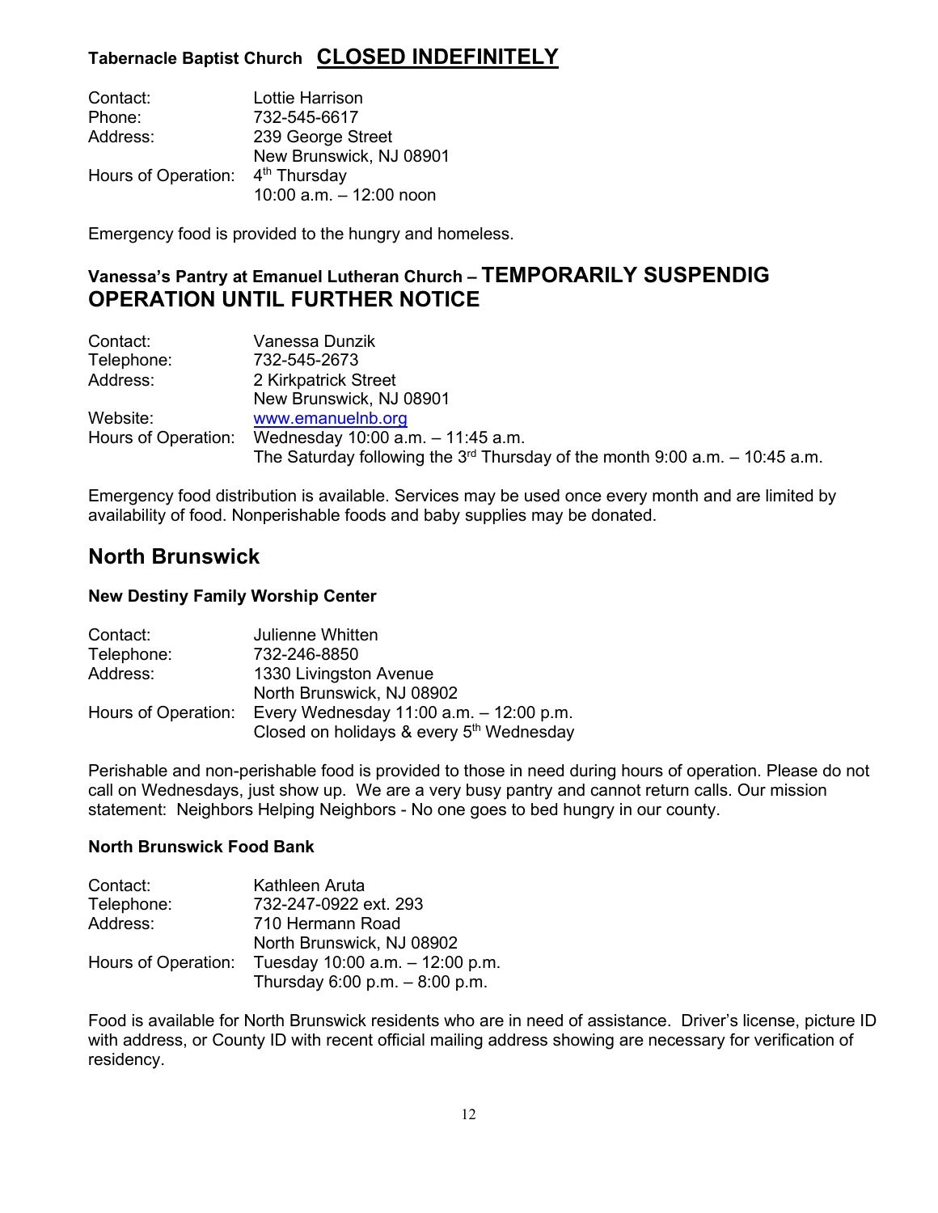### Tabernacle Baptist Church **CLOSED INDEFINITELY**

Contact: Lottie Harrison
Phone: 732-545-6617
Address: 239 George Street
New Brunswick, NJ 08901
Hours of Operation: 4th Thursday
10:00 a.m. – 12:00 noon

Emergency food is provided to the hungry and homeless.

### Vanessa's Pantry at Emanuel Lutheran Church – **TEMPORARILY SUSPENDIG OPERATION UNTIL FURTHER NOTICE**

Contact: Vanessa Dunzik
Telephone: 732-545-2673
Address: 2 Kirkpatrick Street
New Brunswick, NJ 08901
Website: www.emanuelnb.org
Hours of Operation: Wednesday 10:00 a.m. – 11:45 a.m.
The Saturday following the 3rd Thursday of the month 9:00 a.m. – 10:45 a.m.

Emergency food distribution is available. Services may be used once every month and are limited by availability of food. Nonperishable foods and baby supplies may be donated.

## North Brunswick

### New Destiny Family Worship Center

Contact: Julienne Whitten
Telephone: 732-246-8850
Address: 1330 Livingston Avenue
North Brunswick, NJ 08902
Hours of Operation: Every Wednesday 11:00 a.m. – 12:00 p.m.
Closed on holidays & every 5th Wednesday

Perishable and non-perishable food is provided to those in need during hours of operation. Please do not call on Wednesdays, just show up. We are a very busy pantry and cannot return calls. Our mission statement: Neighbors Helping Neighbors - No one goes to bed hungry in our county.

### North Brunswick Food Bank

Contact: Kathleen Aruta
Telephone: 732-247-0922 ext. 293
Address: 710 Hermann Road
North Brunswick, NJ 08902
Hours of Operation: Tuesday 10:00 a.m. – 12:00 p.m.
Thursday 6:00 p.m. – 8:00 p.m.

Food is available for North Brunswick residents who are in need of assistance. Driver's license, picture ID with address, or County ID with recent official mailing address showing are necessary for verification of residency.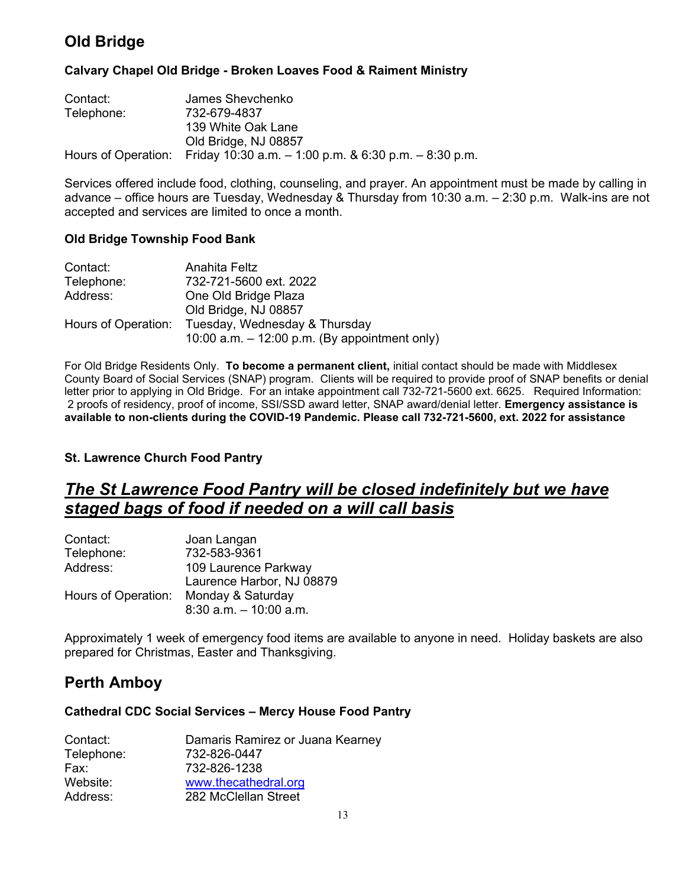## Old Bridge

### Calvary Chapel Old Bridge - Broken Loaves Food & Raiment Ministry

| | |
|---|---|
| Contact: | James Shevchenko |
| Telephone: | 732-679-4837 |
| | 139 White Oak Lane |
| | Old Bridge, NJ 08857 |
| Hours of Operation: | Friday 10:30 a.m. – 1:00 p.m. & 6:30 p.m. – 8:30 p.m. |

Services offered include food, clothing, counseling, and prayer. An appointment must be made by calling in advance – office hours are Tuesday, Wednesday & Thursday from 10:30 a.m. – 2:30 p.m. Walk-ins are not accepted and services are limited to once a month.

### Old Bridge Township Food Bank

| | |
|---|---|
| Contact: | Anahita Feltz |
| Telephone: | 732-721-5600 ext. 2022 |
| Address: | One Old Bridge Plaza |
| | Old Bridge, NJ 08857 |
| Hours of Operation: | Tuesday, Wednesday & Thursday |
| | 10:00 a.m. – 12:00 p.m. (By appointment only) |

For Old Bridge Residents Only. **To become a permanent client,** initial contact should be made with Middlesex County Board of Social Services (SNAP) program. Clients will be required to provide proof of SNAP benefits or denial letter prior to applying in Old Bridge. For an intake appointment call 732-721-5600 ext. 6625. Required Information: 2 proofs of residency, proof of income, SSI/SSD award letter, SNAP award/denial letter. **Emergency assistance is available to non-clients during the COVID-19 Pandemic. Please call 732-721-5600, ext. 2022 for assistance**

### St. Lawrence Church Food Pantry

## ***The St Lawrence Food Pantry will be closed indefinitely but we have staged bags of food if needed on a will call basis***

| | |
|---|---|
| Contact: | Joan Langan |
| Telephone: | 732-583-9361 |
| Address: | 109 Laurence Parkway |
| | Laurence Harbor, NJ 08879 |
| Hours of Operation: | Monday & Saturday |
| | 8:30 a.m. – 10:00 a.m. |

Approximately 1 week of emergency food items are available to anyone in need. Holiday baskets are also prepared for Christmas, Easter and Thanksgiving.

## Perth Amboy

### Cathedral CDC Social Services – Mercy House Food Pantry

| | |
|---|---|
| Contact: | Damaris Ramirez or Juana Kearney |
| Telephone: | 732-826-0447 |
| Fax: | 732-826-1238 |
| Website: | www.thecathedral.org |
| Address: | 282 McClellan Street |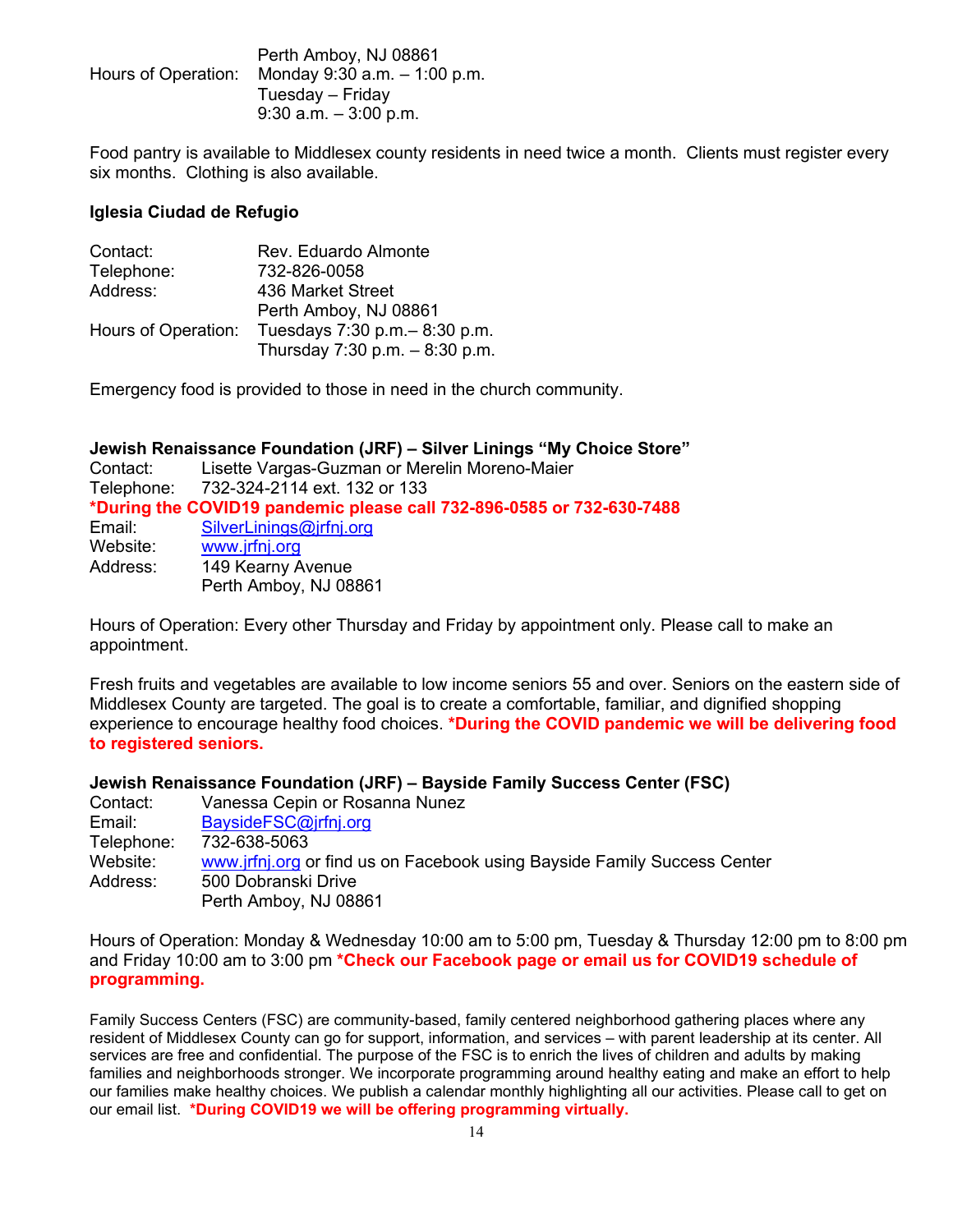| | |
|---|---|
| | Perth Amboy, NJ 08861 |
| Hours of Operation: | Monday 9:30 a.m. – 1:00 p.m. |
| | Tuesday – Friday |
| | 9:30 a.m. – 3:00 p.m. |

Food pantry is available to Middlesex county residents in need twice a month. Clients must register every six months. Clothing is also available.

**Iglesia Ciudad de Refugio**

| | |
|---|---|
| Contact: | Rev. Eduardo Almonte |
| Telephone: | 732-826-0058 |
| Address: | 436 Market Street |
| | Perth Amboy, NJ 08861 |
| Hours of Operation: | Tuesdays 7:30 p.m.– 8:30 p.m. |
| | Thursday 7:30 p.m. – 8:30 p.m. |

Emergency food is provided to those in need in the church community.

**Jewish Renaissance Foundation (JRF) – Silver Linings "My Choice Store"**

Contact: Lisette Vargas-Guzman or Merelin Moreno-Maier
Telephone: 732-324-2114 ext. 132 or 133
**\*During the COVID19 pandemic please call 732-896-0585 or 732-630-7488**
Email: SilverLinings@jrfnj.org
Website: www.jrfnj.org
Address: 149 Kearny Avenue
Perth Amboy, NJ 08861

Hours of Operation: Every other Thursday and Friday by appointment only. Please call to make an appointment.

Fresh fruits and vegetables are available to low income seniors 55 and over. Seniors on the eastern side of Middlesex County are targeted. The goal is to create a comfortable, familiar, and dignified shopping experience to encourage healthy food choices. **\*During the COVID pandemic we will be delivering food to registered seniors.**

**Jewish Renaissance Foundation (JRF) – Bayside Family Success Center (FSC)**

Contact: Vanessa Cepin or Rosanna Nunez
Email: BaysideFSC@jrfnj.org
Telephone: 732-638-5063
Website: www.jrfnj.org or find us on Facebook using Bayside Family Success Center
Address: 500 Dobranski Drive
Perth Amboy, NJ 08861

Hours of Operation: Monday & Wednesday 10:00 am to 5:00 pm, Tuesday & Thursday 12:00 pm to 8:00 pm and Friday 10:00 am to 3:00 pm **\*Check our Facebook page or email us for COVID19 schedule of programming.**

Family Success Centers (FSC) are community-based, family centered neighborhood gathering places where any resident of Middlesex County can go for support, information, and services – with parent leadership at its center. All services are free and confidential. The purpose of the FSC is to enrich the lives of children and adults by making families and neighborhoods stronger. We incorporate programming around healthy eating and make an effort to help our families make healthy choices. We publish a calendar monthly highlighting all our activities. Please call to get on our email list. **\*During COVID19 we will be offering programming virtually.**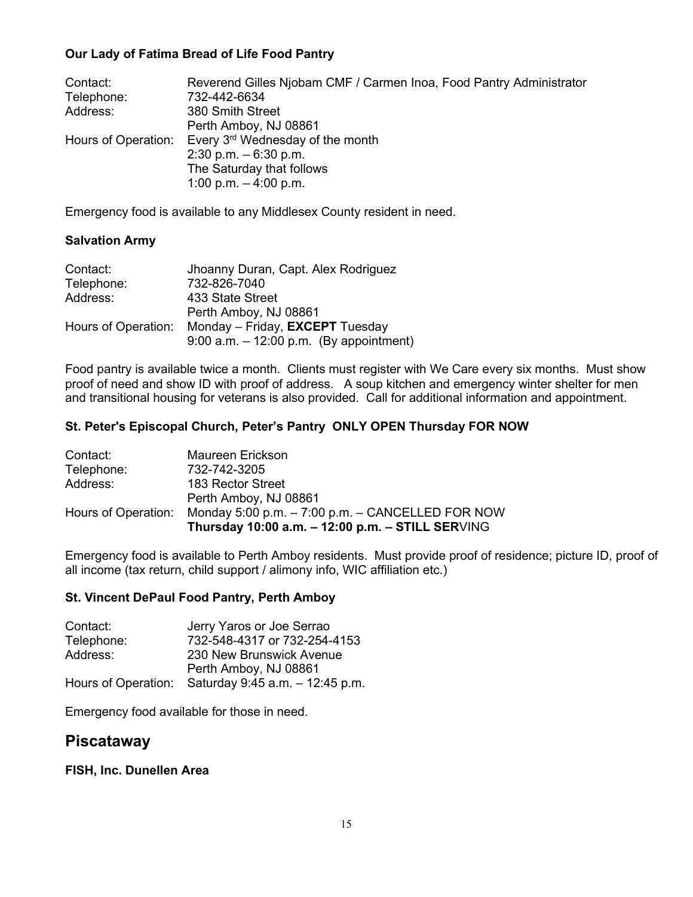**Our Lady of Fatima Bread of Life Food Pantry**

Contact: Reverend Gilles Njobam CMF / Carmen Inoa, Food Pantry Administrator
Telephone: 732-442-6634
Address: 380 Smith Street
Perth Amboy, NJ 08861
Hours of Operation: Every 3rd Wednesday of the month
2:30 p.m. – 6:30 p.m.
The Saturday that follows
1:00 p.m. – 4:00 p.m.

Emergency food is available to any Middlesex County resident in need.

**Salvation Army**

Contact: Jhoanny Duran, Capt. Alex Rodriguez
Telephone: 732-826-7040
Address: 433 State Street
Perth Amboy, NJ 08861
Hours of Operation: Monday – Friday, **EXCEPT** Tuesday
9:00 a.m. – 12:00 p.m. (By appointment)

Food pantry is available twice a month. Clients must register with We Care every six months. Must show proof of need and show ID with proof of address. A soup kitchen and emergency winter shelter for men and transitional housing for veterans is also provided. Call for additional information and appointment.

**St. Peter's Episcopal Church, Peter's Pantry ONLY OPEN Thursday FOR NOW**

Contact: Maureen Erickson
Telephone: 732-742-3205
Address: 183 Rector Street
Perth Amboy, NJ 08861
Hours of Operation: Monday 5:00 p.m. – 7:00 p.m. – CANCELLED FOR NOW
**Thursday 10:00 a.m. – 12:00 p.m. – STILL SER**VING

Emergency food is available to Perth Amboy residents. Must provide proof of residence; picture ID, proof of all income (tax return, child support / alimony info, WIC affiliation etc.)

**St. Vincent DePaul Food Pantry, Perth Amboy**

Contact: Jerry Yaros or Joe Serrao
Telephone: 732-548-4317 or 732-254-4153
Address: 230 New Brunswick Avenue
Perth Amboy, NJ 08861
Hours of Operation: Saturday 9:45 a.m. – 12:45 p.m.

Emergency food available for those in need.

## Piscataway

**FISH, Inc. Dunellen Area**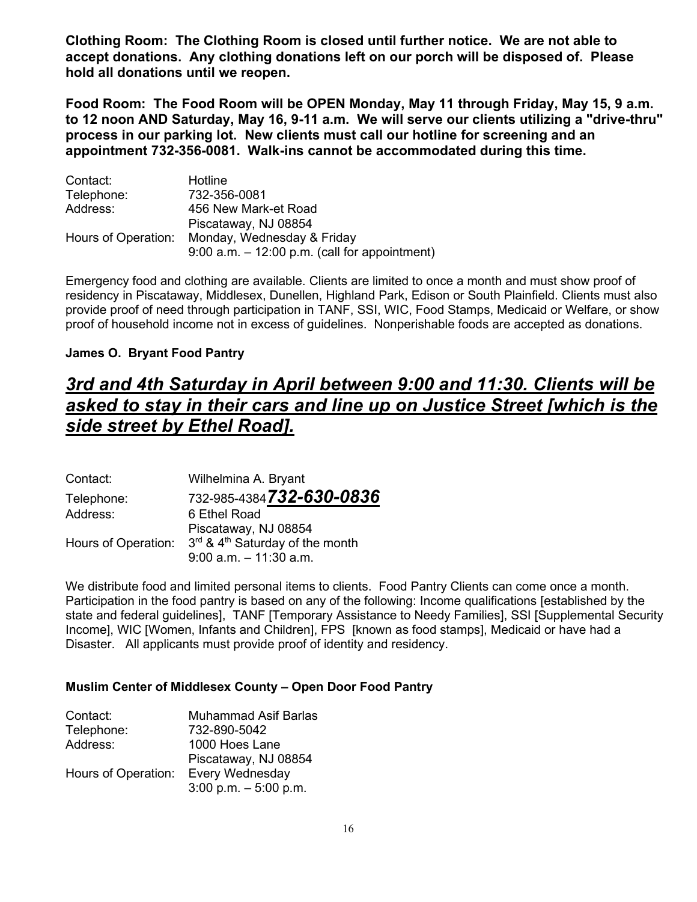**Clothing Room: The Clothing Room is closed until further notice. We are not able to accept donations. Any clothing donations left on our porch will be disposed of. Please hold all donations until we reopen.**

**Food Room: The Food Room will be OPEN Monday, May 11 through Friday, May 15, 9 a.m. to 12 noon AND Saturday, May 16, 9-11 a.m. We will serve our clients utilizing a "drive-thru" process in our parking lot. New clients must call our hotline for screening and an appointment 732-356-0081. Walk-ins cannot be accommodated during this time.**

| | |
|---|---|
| Contact: | Hotline |
| Telephone: | 732-356-0081 |
| Address: | 456 New Mark-et Road<br>Piscataway, NJ 08854 |
| Hours of Operation: | Monday, Wednesday & Friday<br>9:00 a.m. – 12:00 p.m. (call for appointment) |

Emergency food and clothing are available. Clients are limited to once a month and must show proof of residency in Piscataway, Middlesex, Dunellen, Highland Park, Edison or South Plainfield. Clients must also provide proof of need through participation in TANF, SSI, WIC, Food Stamps, Medicaid or Welfare, or show proof of household income not in excess of guidelines. Nonperishable foods are accepted as donations.

**James O. Bryant Food Pantry**

## ***3rd and 4th Saturday in April between 9:00 and 11:30. Clients will be asked to stay in their cars and line up on Justice Street [which is the side street by Ethel Road].***

| | |
|---|---|
| Contact: | Wilhelmina A. Bryant |
| Telephone: | 732-985-4384 ***732-630-0836*** |
| Address: | 6 Ethel Road<br>Piscataway, NJ 08854 |
| Hours of Operation: | 3rd & 4th Saturday of the month<br>9:00 a.m. – 11:30 a.m. |

We distribute food and limited personal items to clients. Food Pantry Clients can come once a month. Participation in the food pantry is based on any of the following: Income qualifications [established by the state and federal guidelines], TANF [Temporary Assistance to Needy Families], SSI [Supplemental Security Income], WIC [Women, Infants and Children], FPS [known as food stamps], Medicaid or have had a Disaster. All applicants must provide proof of identity and residency.

**Muslim Center of Middlesex County – Open Door Food Pantry**

| | |
|---|---|
| Contact: | Muhammad Asif Barlas |
| Telephone: | 732-890-5042 |
| Address: | 1000 Hoes Lane<br>Piscataway, NJ 08854 |
| Hours of Operation: | Every Wednesday<br>3:00 p.m. – 5:00 p.m. |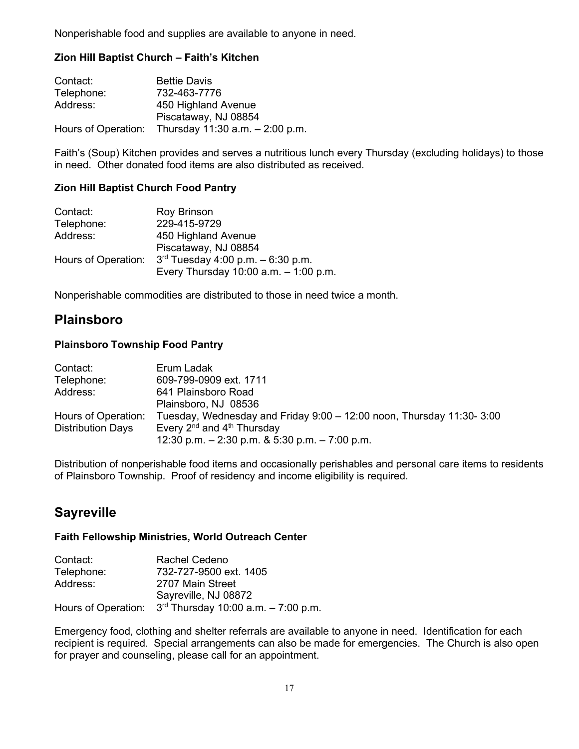Nonperishable food and supplies are available to anyone in need.

**Zion Hill Baptist Church – Faith's Kitchen**

| | |
|---|---|
| Contact: | Bettie Davis |
| Telephone: | 732-463-7776 |
| Address: | 450 Highland Avenue<br>Piscataway, NJ 08854 |
| Hours of Operation: | Thursday 11:30 a.m. – 2:00 p.m. |

Faith's (Soup) Kitchen provides and serves a nutritious lunch every Thursday (excluding holidays) to those in need. Other donated food items are also distributed as received.

**Zion Hill Baptist Church Food Pantry**

| | |
|---|---|
| Contact: | Roy Brinson |
| Telephone: | 229-415-9729 |
| Address: | 450 Highland Avenue<br>Piscataway, NJ 08854 |
| Hours of Operation: | 3rd Tuesday 4:00 p.m. – 6:30 p.m.<br>Every Thursday 10:00 a.m. – 1:00 p.m. |

Nonperishable commodities are distributed to those in need twice a month.

## Plainsboro

**Plainsboro Township Food Pantry**

| | |
|---|---|
| Contact: | Erum Ladak |
| Telephone: | 609-799-0909 ext. 1711 |
| Address: | 641 Plainsboro Road<br>Plainsboro, NJ 08536 |
| Hours of Operation: | Tuesday, Wednesday and Friday 9:00 – 12:00 noon, Thursday 11:30- 3:00 |
| Distribution Days | Every 2nd and 4th Thursday<br>12:30 p.m. – 2:30 p.m. & 5:30 p.m. – 7:00 p.m. |

Distribution of nonperishable food items and occasionally perishables and personal care items to residents of Plainsboro Township. Proof of residency and income eligibility is required.

## Sayreville

**Faith Fellowship Ministries, World Outreach Center**

| | |
|---|---|
| Contact: | Rachel Cedeno |
| Telephone: | 732-727-9500 ext. 1405 |
| Address: | 2707 Main Street<br>Sayreville, NJ 08872 |
| Hours of Operation: | 3rd Thursday 10:00 a.m. – 7:00 p.m. |

Emergency food, clothing and shelter referrals are available to anyone in need. Identification for each recipient is required. Special arrangements can also be made for emergencies. The Church is also open for prayer and counseling, please call for an appointment.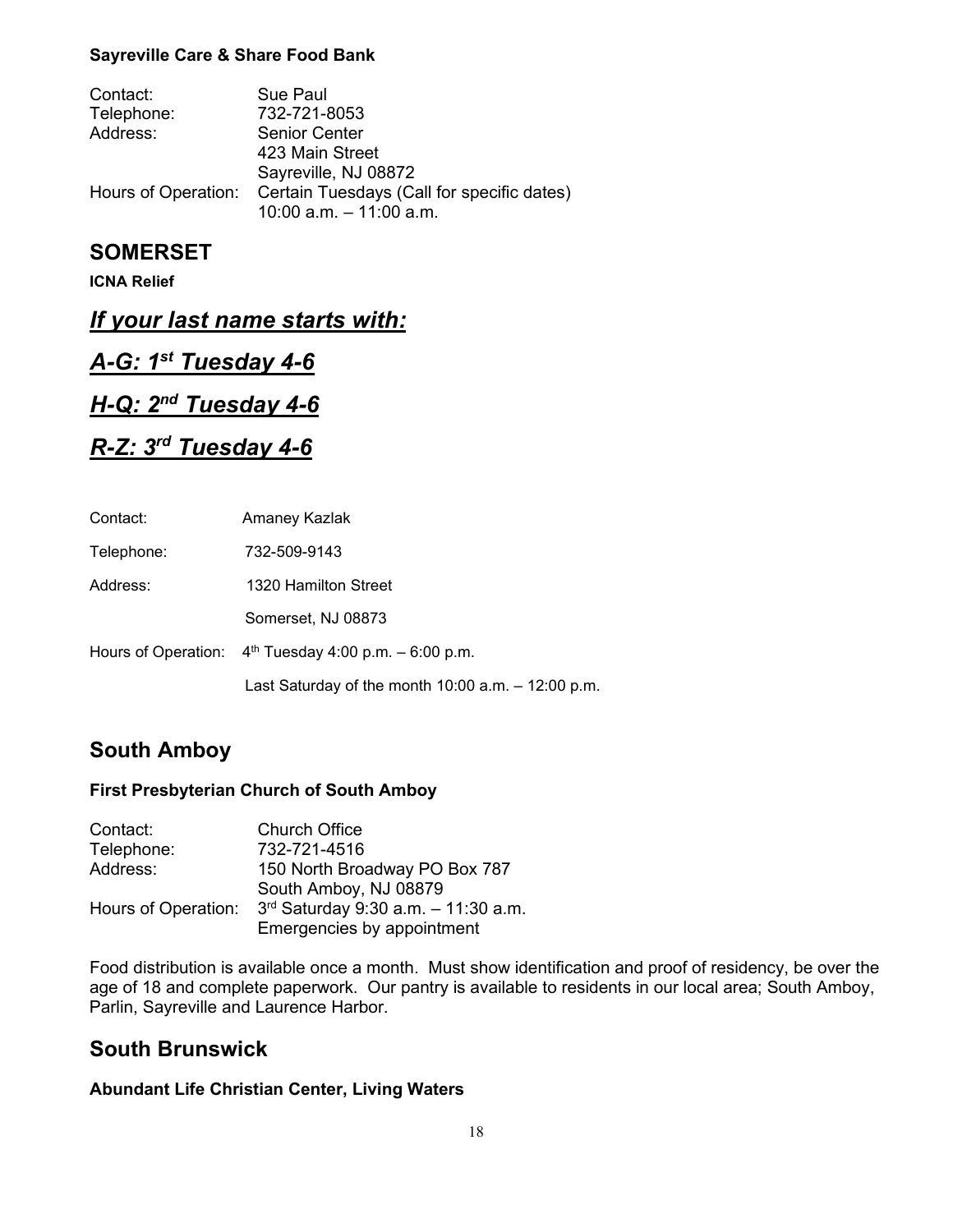**Sayreville Care & Share Food Bank**

Contact: Sue Paul
Telephone: 732-721-8053
Address: Senior Center
423 Main Street
Sayreville, NJ 08872
Hours of Operation: Certain Tuesdays (Call for specific dates)
10:00 a.m. – 11:00 a.m.

## SOMERSET

**ICNA Relief**

## ***If your last name starts with:***

## ***A-G: 1st Tuesday 4-6***

## ***H-Q: 2nd Tuesday 4-6***

## ***R-Z: 3rd Tuesday 4-6***

Contact: Amaney Kazlak

Telephone: 732-509-9143

Address: 1320 Hamilton Street

Somerset, NJ 08873

Hours of Operation: 4th Tuesday 4:00 p.m. – 6:00 p.m.

Last Saturday of the month 10:00 a.m. – 12:00 p.m.

## South Amboy

**First Presbyterian Church of South Amboy**

Contact: Church Office
Telephone: 732-721-4516
Address: 150 North Broadway PO Box 787
South Amboy, NJ 08879
Hours of Operation: 3rd Saturday 9:30 a.m. – 11:30 a.m.
Emergencies by appointment

Food distribution is available once a month. Must show identification and proof of residency, be over the age of 18 and complete paperwork. Our pantry is available to residents in our local area; South Amboy, Parlin, Sayreville and Laurence Harbor.

## South Brunswick

**Abundant Life Christian Center, Living Waters**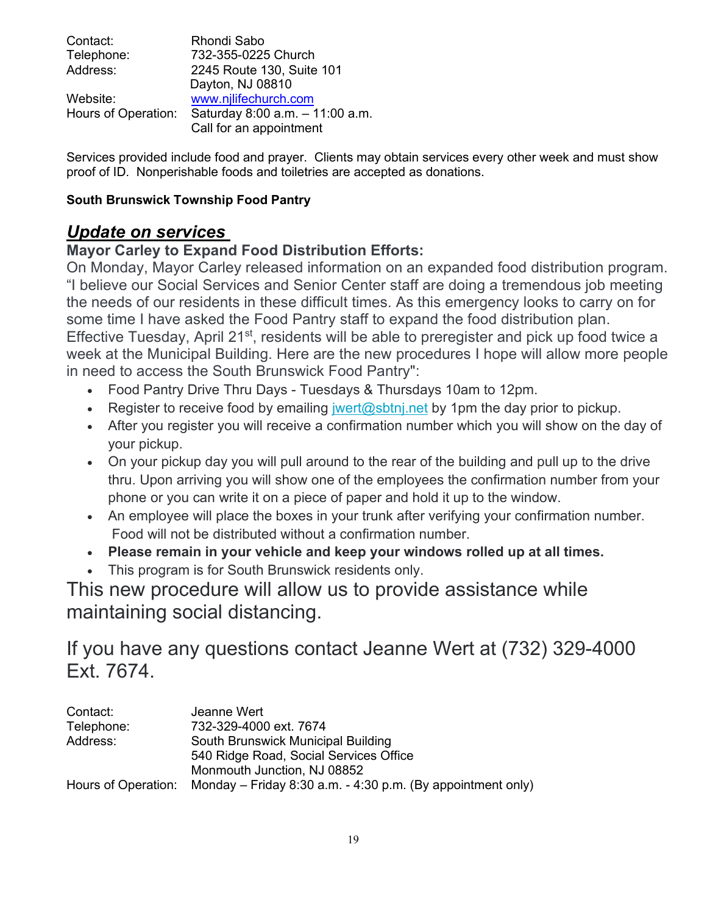Contact: Rhondi Sabo
Telephone: 732-355-0225 Church
Address: 2245 Route 130, Suite 101
Dayton, NJ 08810
Website: www.njlifechurch.com
Hours of Operation: Saturday 8:00 a.m. – 11:00 a.m.
Call for an appointment

Services provided include food and prayer. Clients may obtain services every other week and must show proof of ID. Nonperishable foods and toiletries are accepted as donations.

**South Brunswick Township Food Pantry**

## ***Update on services***

### Mayor Carley to Expand Food Distribution Efforts:

On Monday, Mayor Carley released information on an expanded food distribution program. "I believe our Social Services and Senior Center staff are doing a tremendous job meeting the needs of our residents in these difficult times. As this emergency looks to carry on for some time I have asked the Food Pantry staff to expand the food distribution plan. Effective Tuesday, April 21st, residents will be able to preregister and pick up food twice a week at the Municipal Building. Here are the new procedures I hope will allow more people in need to access the South Brunswick Food Pantry":

- Food Pantry Drive Thru Days - Tuesdays & Thursdays 10am to 12pm.
- Register to receive food by emailing jwert@sbtnj.net by 1pm the day prior to pickup.
- After you register you will receive a confirmation number which you will show on the day of your pickup.
- On your pickup day you will pull around to the rear of the building and pull up to the drive thru. Upon arriving you will show one of the employees the confirmation number from your phone or you can write it on a piece of paper and hold it up to the window.
- An employee will place the boxes in your trunk after verifying your confirmation number. Food will not be distributed without a confirmation number.
- **Please remain in your vehicle and keep your windows rolled up at all times.**
- This program is for South Brunswick residents only.

This new procedure will allow us to provide assistance while maintaining social distancing.

If you have any questions contact Jeanne Wert at (732) 329-4000 Ext. 7674.

Contact: Jeanne Wert
Telephone: 732-329-4000 ext. 7674
Address: South Brunswick Municipal Building
540 Ridge Road, Social Services Office
Monmouth Junction, NJ 08852
Hours of Operation: Monday – Friday 8:30 a.m. - 4:30 p.m. (By appointment only)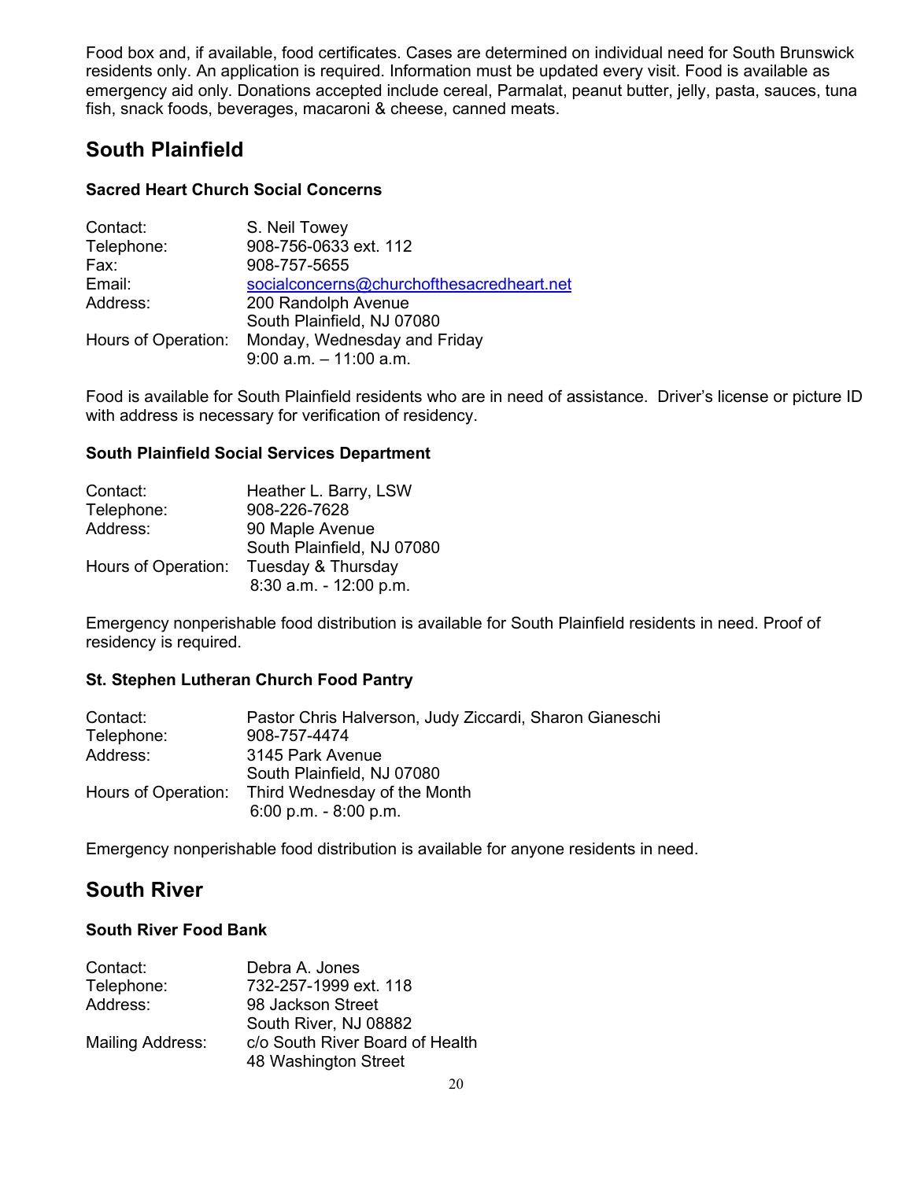Food box and, if available, food certificates. Cases are determined on individual need for South Brunswick residents only. An application is required. Information must be updated every visit. Food is available as emergency aid only. Donations accepted include cereal, Parmalat, peanut butter, jelly, pasta, sauces, tuna fish, snack foods, beverages, macaroni & cheese, canned meats.

## South Plainfield

### Sacred Heart Church Social Concerns

| | |
|---|---|
| Contact: | S. Neil Towey |
| Telephone: | 908-756-0633 ext. 112 |
| Fax: | 908-757-5655 |
| Email: | socialconcerns@churchofthesacredheart.net |
| Address: | 200 Randolph Avenue<br>South Plainfield, NJ 07080 |
| Hours of Operation: | Monday, Wednesday and Friday<br>9:00 a.m. – 11:00 a.m. |

Food is available for South Plainfield residents who are in need of assistance. Driver's license or picture ID with address is necessary for verification of residency.

### South Plainfield Social Services Department

| | |
|---|---|
| Contact: | Heather L. Barry, LSW |
| Telephone: | 908-226-7628 |
| Address: | 90 Maple Avenue<br>South Plainfield, NJ 07080 |
| Hours of Operation: | Tuesday & Thursday<br>8:30 a.m. - 12:00 p.m. |

Emergency nonperishable food distribution is available for South Plainfield residents in need. Proof of residency is required.

### St. Stephen Lutheran Church Food Pantry

| | |
|---|---|
| Contact: | Pastor Chris Halverson, Judy Ziccardi, Sharon Gianeschi |
| Telephone: | 908-757-4474 |
| Address: | 3145 Park Avenue<br>South Plainfield, NJ 07080 |
| Hours of Operation: | Third Wednesday of the Month<br>6:00 p.m. - 8:00 p.m. |

Emergency nonperishable food distribution is available for anyone residents in need.

## South River

### South River Food Bank

| | |
|---|---|
| Contact: | Debra A. Jones |
| Telephone: | 732-257-1999 ext. 118 |
| Address: | 98 Jackson Street<br>South River, NJ 08882 |
| Mailing Address: | c/o South River Board of Health<br>48 Washington Street |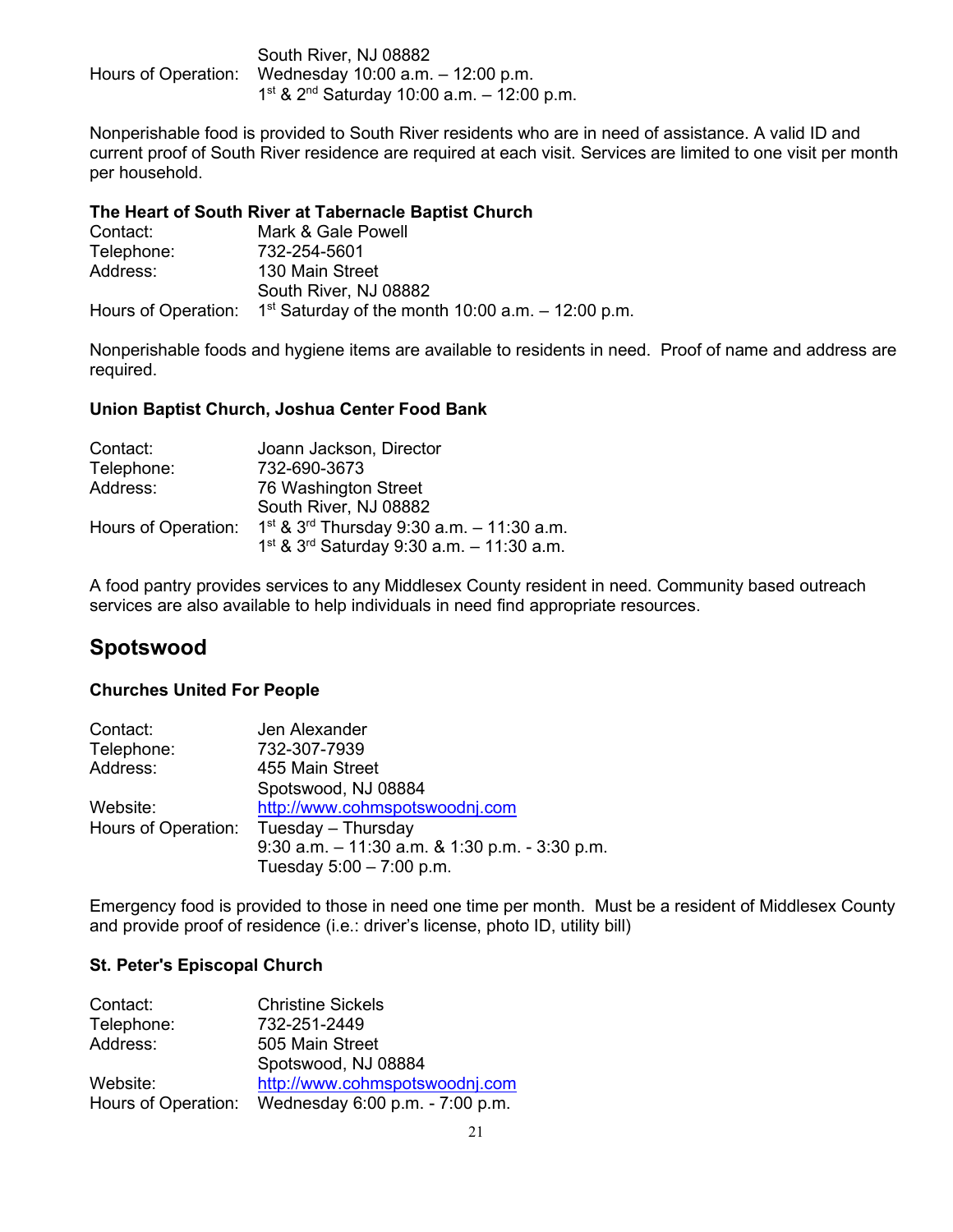South River, NJ 08882
Hours of Operation: Wednesday 10:00 a.m. – 12:00 p.m.
1st & 2nd Saturday 10:00 a.m. – 12:00 p.m.

Nonperishable food is provided to South River residents who are in need of assistance. A valid ID and current proof of South River residence are required at each visit. Services are limited to one visit per month per household.

**The Heart of South River at Tabernacle Baptist Church**

Contact: Mark & Gale Powell
Telephone: 732-254-5601
Address: 130 Main Street
South River, NJ 08882
Hours of Operation: 1st Saturday of the month 10:00 a.m. – 12:00 p.m.

Nonperishable foods and hygiene items are available to residents in need. Proof of name and address are required.

**Union Baptist Church, Joshua Center Food Bank**

Contact: Joann Jackson, Director
Telephone: 732-690-3673
Address: 76 Washington Street
South River, NJ 08882
Hours of Operation: 1st & 3rd Thursday 9:30 a.m. – 11:30 a.m.
1st & 3rd Saturday 9:30 a.m. – 11:30 a.m.

A food pantry provides services to any Middlesex County resident in need. Community based outreach services are also available to help individuals in need find appropriate resources.

## Spotswood

**Churches United For People**

Contact: Jen Alexander
Telephone: 732-307-7939
Address: 455 Main Street
Spotswood, NJ 08884
Website: http://www.cohmspotswoodnj.com
Hours of Operation: Tuesday – Thursday
9:30 a.m. – 11:30 a.m. & 1:30 p.m. - 3:30 p.m.
Tuesday 5:00 – 7:00 p.m.

Emergency food is provided to those in need one time per month. Must be a resident of Middlesex County and provide proof of residence (i.e.: driver's license, photo ID, utility bill)

**St. Peter's Episcopal Church**

Contact: Christine Sickels
Telephone: 732-251-2449
Address: 505 Main Street
Spotswood, NJ 08884
Website: http://www.cohmspotswoodnj.com
Hours of Operation: Wednesday 6:00 p.m. - 7:00 p.m.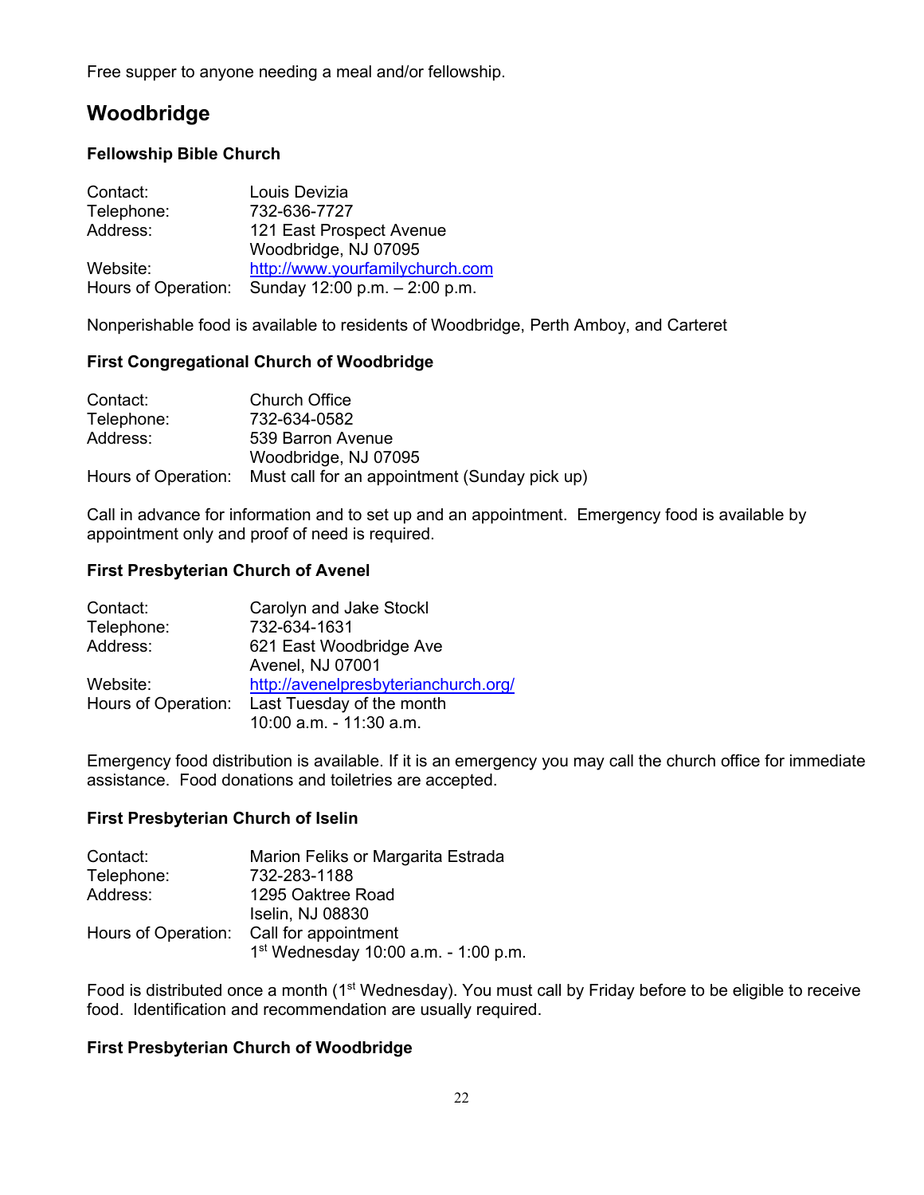Free supper to anyone needing a meal and/or fellowship.

## Woodbridge

### Fellowship Bible Church

| | |
|---|---|
| Contact: | Louis Devizia |
| Telephone: | 732-636-7727 |
| Address: | 121 East Prospect Avenue<br>Woodbridge, NJ 07095 |
| Website: | http://www.yourfamilychurch.com |
| Hours of Operation: | Sunday 12:00 p.m. – 2:00 p.m. |

Nonperishable food is available to residents of Woodbridge, Perth Amboy, and Carteret

### First Congregational Church of Woodbridge

| | |
|---|---|
| Contact: | Church Office |
| Telephone: | 732-634-0582 |
| Address: | 539 Barron Avenue<br>Woodbridge, NJ 07095 |
| Hours of Operation: | Must call for an appointment (Sunday pick up) |

Call in advance for information and to set up and an appointment. Emergency food is available by appointment only and proof of need is required.

### First Presbyterian Church of Avenel

| | |
|---|---|
| Contact: | Carolyn and Jake Stockl |
| Telephone: | 732-634-1631 |
| Address: | 621 East Woodbridge Ave<br>Avenel, NJ 07001 |
| Website: | http://avenelpresbyterianchurch.org/ |
| Hours of Operation: | Last Tuesday of the month<br>10:00 a.m. - 11:30 a.m. |

Emergency food distribution is available. If it is an emergency you may call the church office for immediate assistance. Food donations and toiletries are accepted.

### First Presbyterian Church of Iselin

| | |
|---|---|
| Contact: | Marion Feliks or Margarita Estrada |
| Telephone: | 732-283-1188 |
| Address: | 1295 Oaktree Road<br>Iselin, NJ 08830 |
| Hours of Operation: | Call for appointment<br>1st Wednesday 10:00 a.m. - 1:00 p.m. |

Food is distributed once a month (1st Wednesday). You must call by Friday before to be eligible to receive food. Identification and recommendation are usually required.

### First Presbyterian Church of Woodbridge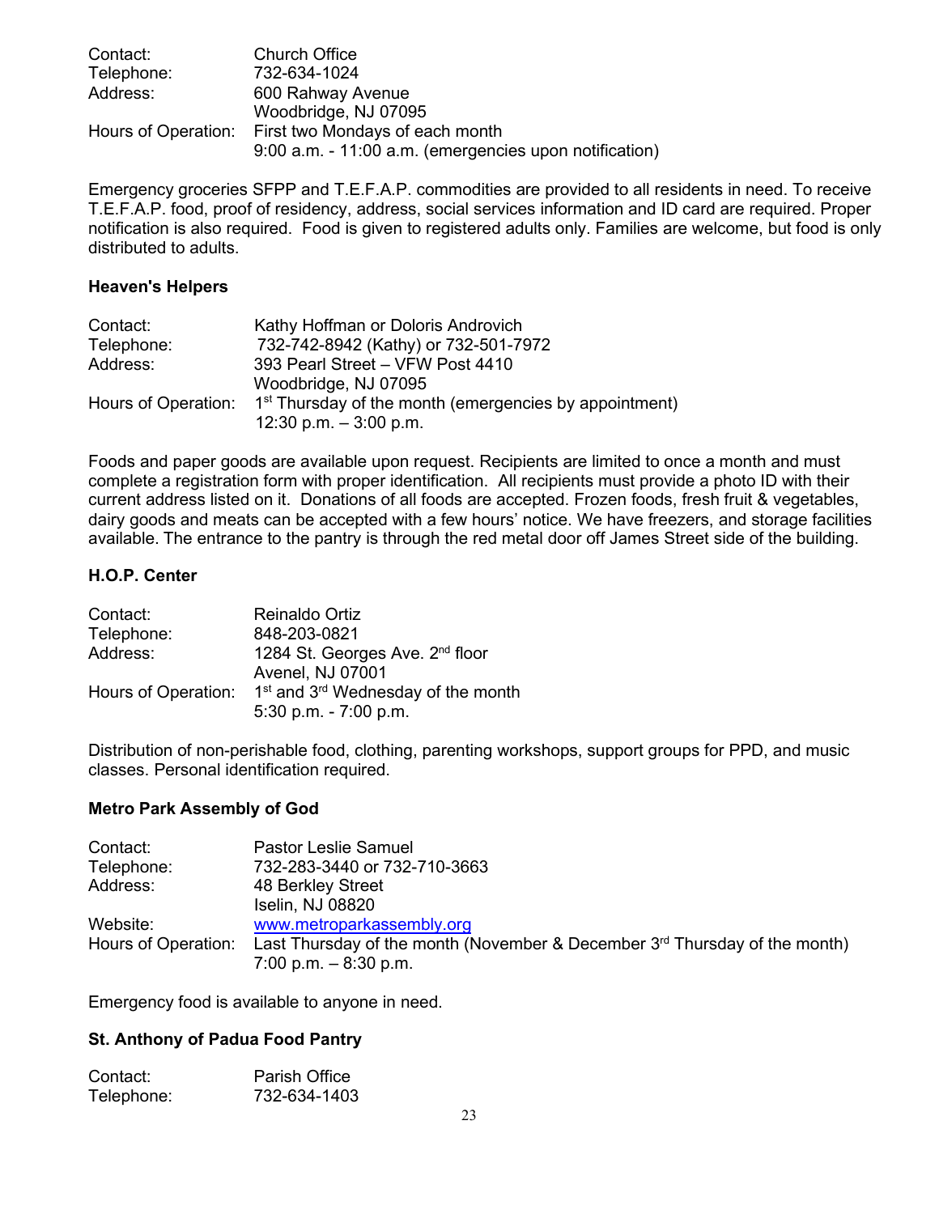Contact: Church Office
Telephone: 732-634-1024
Address: 600 Rahway Avenue
Woodbridge, NJ 07095
Hours of Operation: First two Mondays of each month
9:00 a.m. - 11:00 a.m. (emergencies upon notification)

Emergency groceries SFPP and T.E.F.A.P. commodities are provided to all residents in need. To receive T.E.F.A.P. food, proof of residency, address, social services information and ID card are required. Proper notification is also required. Food is given to registered adults only. Families are welcome, but food is only distributed to adults.

**Heaven's Helpers**

Contact: Kathy Hoffman or Doloris Androvich
Telephone: 732-742-8942 (Kathy) or 732-501-7972
Address: 393 Pearl Street – VFW Post 4410
Woodbridge, NJ 07095
Hours of Operation: 1st Thursday of the month (emergencies by appointment)
12:30 p.m. – 3:00 p.m.

Foods and paper goods are available upon request. Recipients are limited to once a month and must complete a registration form with proper identification. All recipients must provide a photo ID with their current address listed on it. Donations of all foods are accepted. Frozen foods, fresh fruit & vegetables, dairy goods and meats can be accepted with a few hours' notice. We have freezers, and storage facilities available. The entrance to the pantry is through the red metal door off James Street side of the building.

**H.O.P. Center**

Contact: Reinaldo Ortiz
Telephone: 848-203-0821
Address: 1284 St. Georges Ave. 2nd floor
Avenel, NJ 07001
Hours of Operation: 1st and 3rd Wednesday of the month
5:30 p.m. - 7:00 p.m.

Distribution of non-perishable food, clothing, parenting workshops, support groups for PPD, and music classes. Personal identification required.

**Metro Park Assembly of God**

Contact: Pastor Leslie Samuel
Telephone: 732-283-3440 or 732-710-3663
Address: 48 Berkley Street
Iselin, NJ 08820
Website: www.metroparkassembly.org
Hours of Operation: Last Thursday of the month (November & December 3rd Thursday of the month)
7:00 p.m. – 8:30 p.m.

Emergency food is available to anyone in need.

**St. Anthony of Padua Food Pantry**

Contact: Parish Office
Telephone: 732-634-1403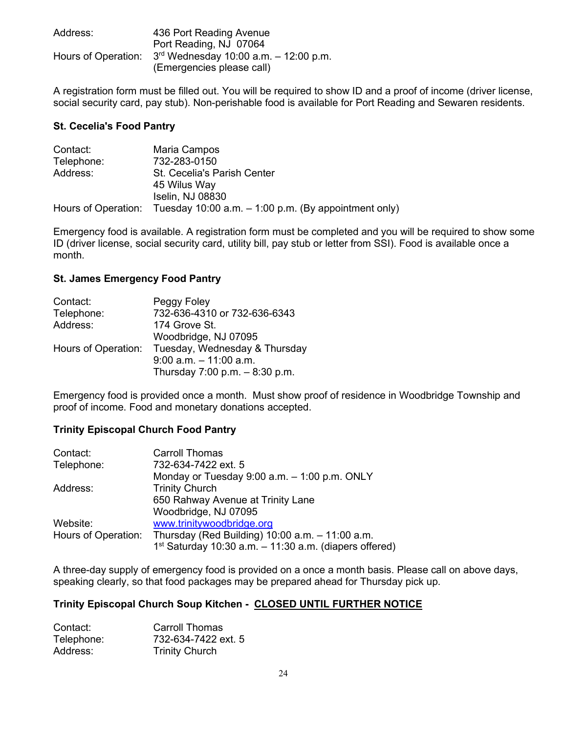Address: 436 Port Reading Avenue
Port Reading, NJ 07064
Hours of Operation: 3rd Wednesday 10:00 a.m. – 12:00 p.m.
(Emergencies please call)

A registration form must be filled out. You will be required to show ID and a proof of income (driver license, social security card, pay stub). Non-perishable food is available for Port Reading and Sewaren residents.

**St. Cecelia's Food Pantry**

Contact: Maria Campos
Telephone: 732-283-0150
Address: St. Cecelia's Parish Center
45 Wilus Way
Iselin, NJ 08830
Hours of Operation: Tuesday 10:00 a.m. – 1:00 p.m. (By appointment only)

Emergency food is available. A registration form must be completed and you will be required to show some ID (driver license, social security card, utility bill, pay stub or letter from SSI). Food is available once a month.

**St. James Emergency Food Pantry**

Contact: Peggy Foley
Telephone: 732-636-4310 or 732-636-6343
Address: 174 Grove St.
Woodbridge, NJ 07095
Hours of Operation: Tuesday, Wednesday & Thursday
9:00 a.m. – 11:00 a.m.
Thursday 7:00 p.m. – 8:30 p.m.

Emergency food is provided once a month. Must show proof of residence in Woodbridge Township and proof of income. Food and monetary donations accepted.

**Trinity Episcopal Church Food Pantry**

Contact: Carroll Thomas
Telephone: 732-634-7422 ext. 5
Monday or Tuesday 9:00 a.m. – 1:00 p.m. ONLY
Address: Trinity Church
650 Rahway Avenue at Trinity Lane
Woodbridge, NJ 07095
Website: www.trinitywoodbridge.org
Hours of Operation: Thursday (Red Building) 10:00 a.m. – 11:00 a.m.
1st Saturday 10:30 a.m. – 11:30 a.m. (diapers offered)

A three-day supply of emergency food is provided on a once a month basis. Please call on above days, speaking clearly, so that food packages may be prepared ahead for Thursday pick up.

**Trinity Episcopal Church Soup Kitchen - CLOSED UNTIL FURTHER NOTICE**

Contact: Carroll Thomas
Telephone: 732-634-7422 ext. 5
Address: Trinity Church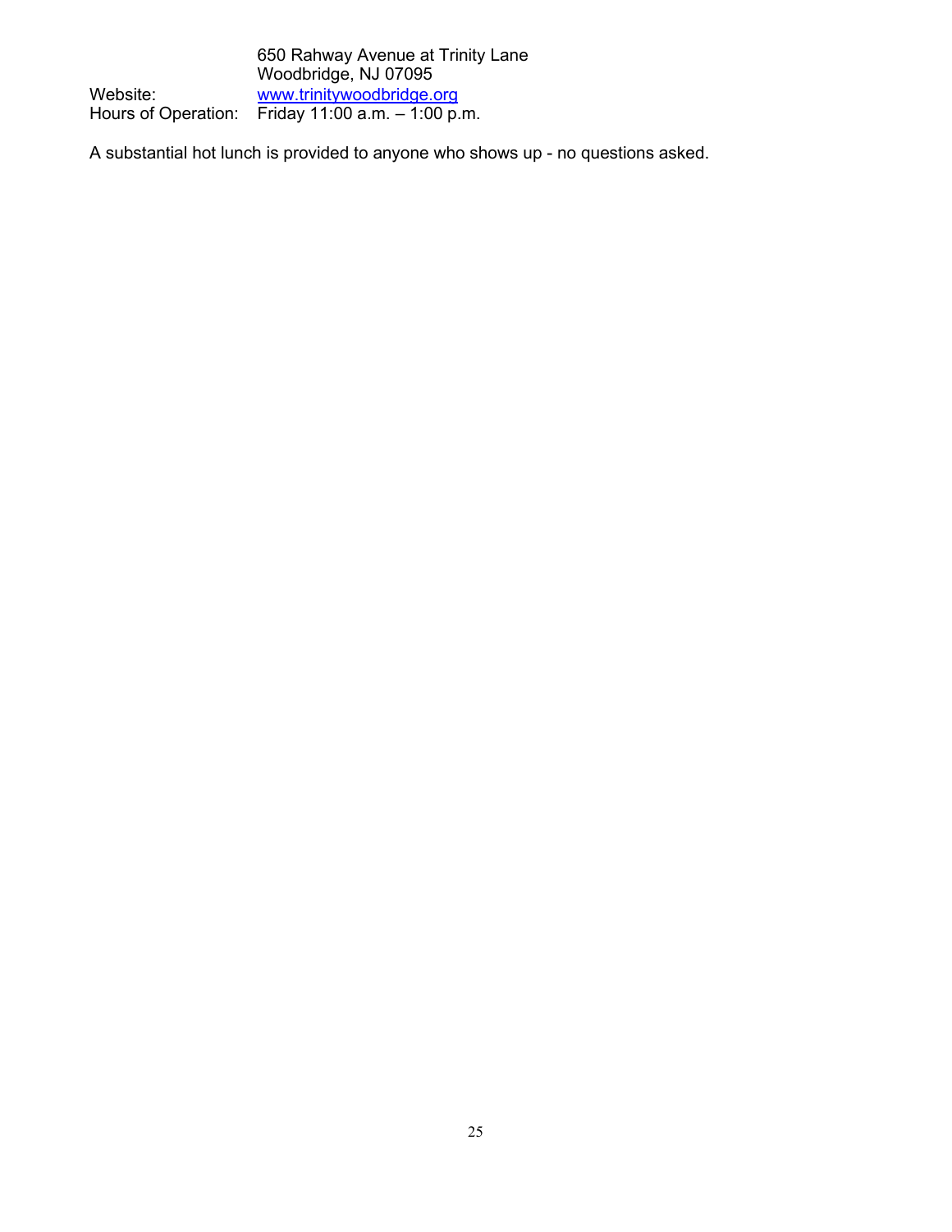650 Rahway Avenue at Trinity Lane
Woodbridge, NJ 07095

Website: [www.trinitywoodbridge.org](http://www.trinitywoodbridge.org)

Hours of Operation: Friday 11:00 a.m. – 1:00 p.m.

A substantial hot lunch is provided to anyone who shows up - no questions asked.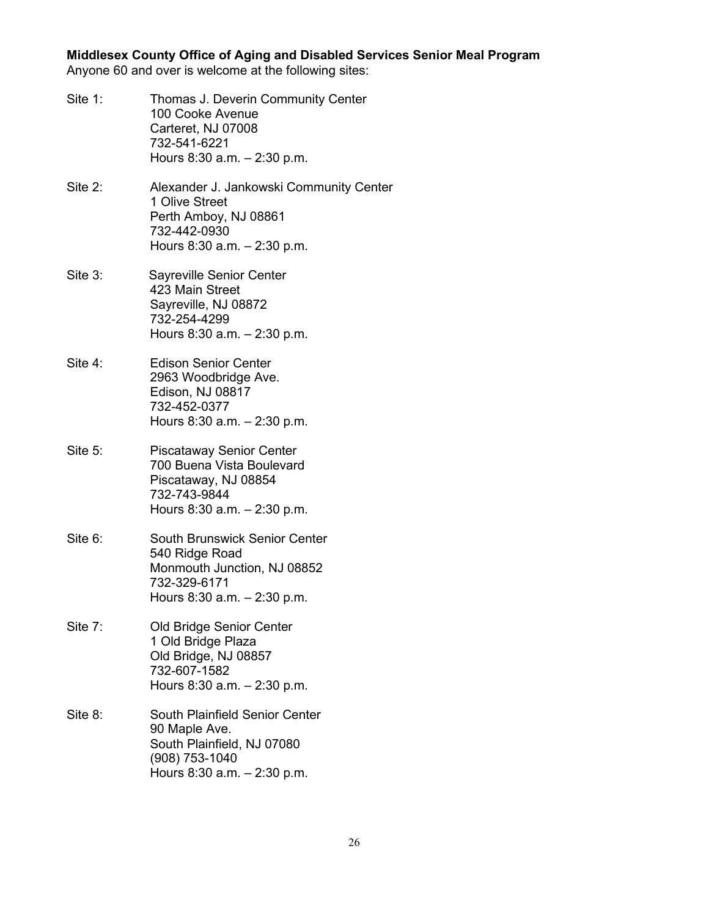**Middlesex County Office of Aging and Disabled Services Senior Meal Program**
Anyone 60 and over is welcome at the following sites:

Site 1: Thomas J. Deverin Community Center
100 Cooke Avenue
Carteret, NJ 07008
732-541-6221
Hours 8:30 a.m. – 2:30 p.m.

Site 2: Alexander J. Jankowski Community Center
1 Olive Street
Perth Amboy, NJ 08861
732-442-0930
Hours 8:30 a.m. – 2:30 p.m.

Site 3: Sayreville Senior Center
423 Main Street
Sayreville, NJ 08872
732-254-4299
Hours 8:30 a.m. – 2:30 p.m.

Site 4: Edison Senior Center
2963 Woodbridge Ave.
Edison, NJ 08817
732-452-0377
Hours 8:30 a.m. – 2:30 p.m.

Site 5: Piscataway Senior Center
700 Buena Vista Boulevard
Piscataway, NJ 08854
732-743-9844
Hours 8:30 a.m. – 2:30 p.m.

Site 6: South Brunswick Senior Center
540 Ridge Road
Monmouth Junction, NJ 08852
732-329-6171
Hours 8:30 a.m. – 2:30 p.m.

Site 7: Old Bridge Senior Center
1 Old Bridge Plaza
Old Bridge, NJ 08857
732-607-1582
Hours 8:30 a.m. – 2:30 p.m.

Site 8: South Plainfield Senior Center
90 Maple Ave.
South Plainfield, NJ 07080
(908) 753-1040
Hours 8:30 a.m. – 2:30 p.m.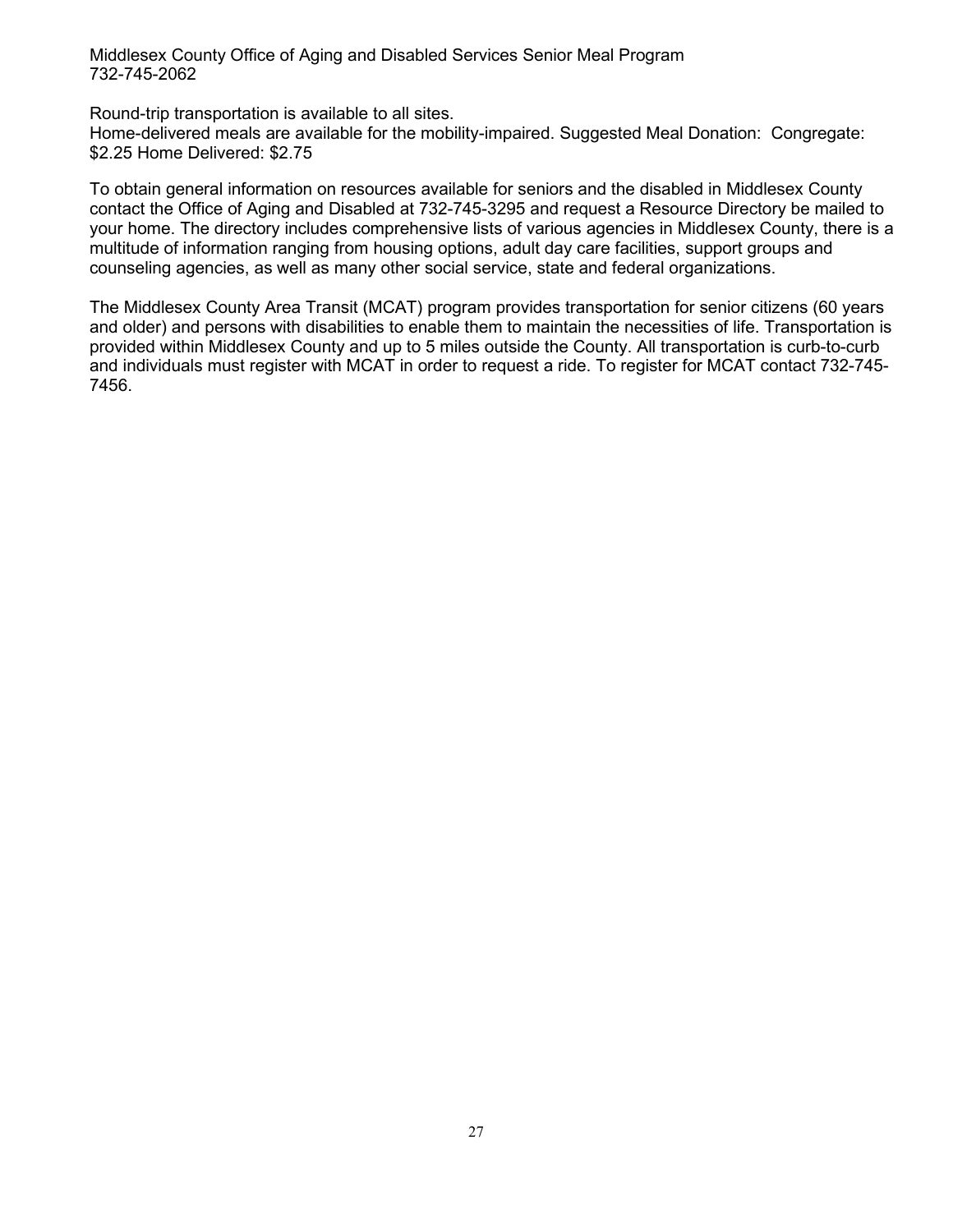Middlesex County Office of Aging and Disabled Services Senior Meal Program
732-745-2062

Round-trip transportation is available to all sites.
Home-delivered meals are available for the mobility-impaired. Suggested Meal Donation: Congregate: $2.25 Home Delivered: $2.75

To obtain general information on resources available for seniors and the disabled in Middlesex County contact the Office of Aging and Disabled at 732-745-3295 and request a Resource Directory be mailed to your home. The directory includes comprehensive lists of various agencies in Middlesex County, there is a multitude of information ranging from housing options, adult day care facilities, support groups and counseling agencies, as well as many other social service, state and federal organizations.

The Middlesex County Area Transit (MCAT) program provides transportation for senior citizens (60 years and older) and persons with disabilities to enable them to maintain the necessities of life. Transportation is provided within Middlesex County and up to 5 miles outside the County. All transportation is curb-to-curb and individuals must register with MCAT in order to request a ride. To register for MCAT contact 732-745-7456.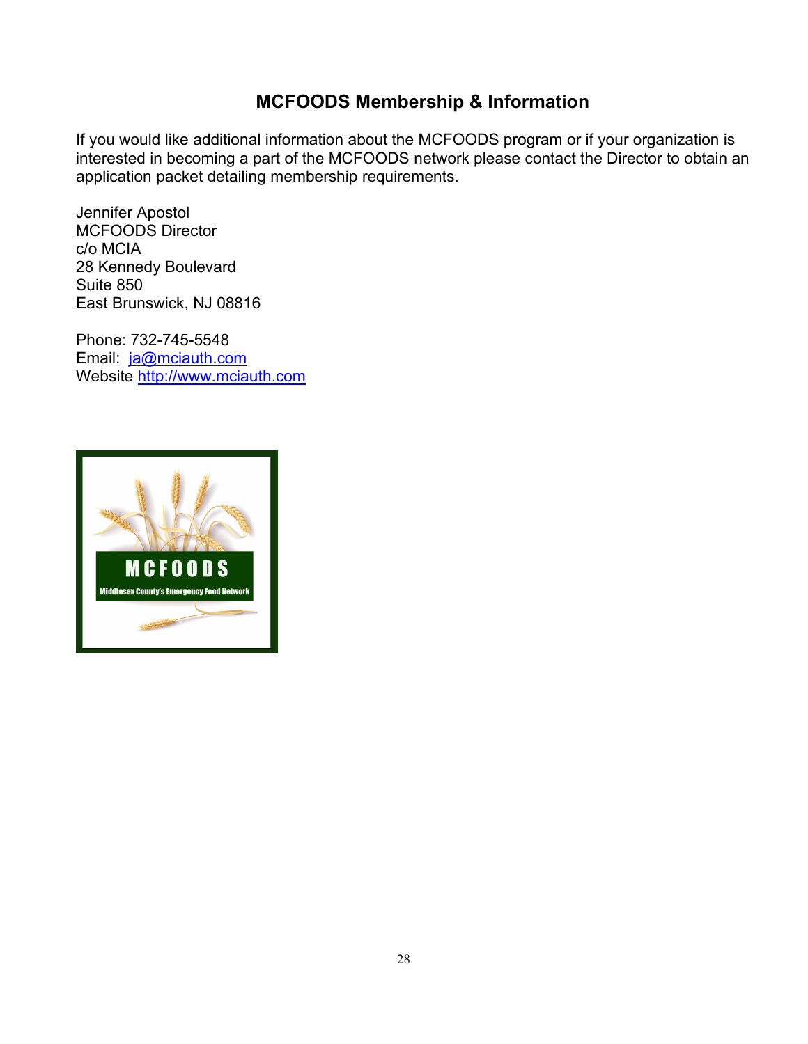## MCFOODS Membership & Information

If you would like additional information about the MCFOODS program or if your organization is interested in becoming a part of the MCFOODS network please contact the Director to obtain an application packet detailing membership requirements.

Jennifer Apostol
MCFOODS Director
c/o MCIA
28 Kennedy Boulevard
Suite 850
East Brunswick, NJ 08816

Phone: 732-745-5548
Email: ja@mciauth.com
Website http://www.mciauth.com

MCFOODS
Middlesex County's Emergency Food Network